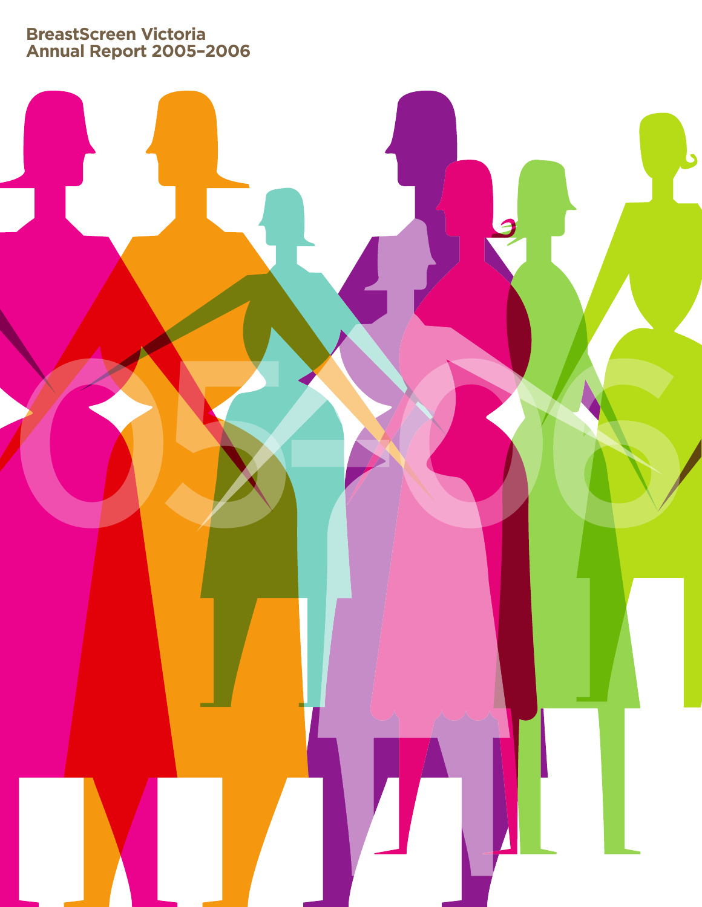# BreastScreen Victoria Annual Report 2005–2006

05–06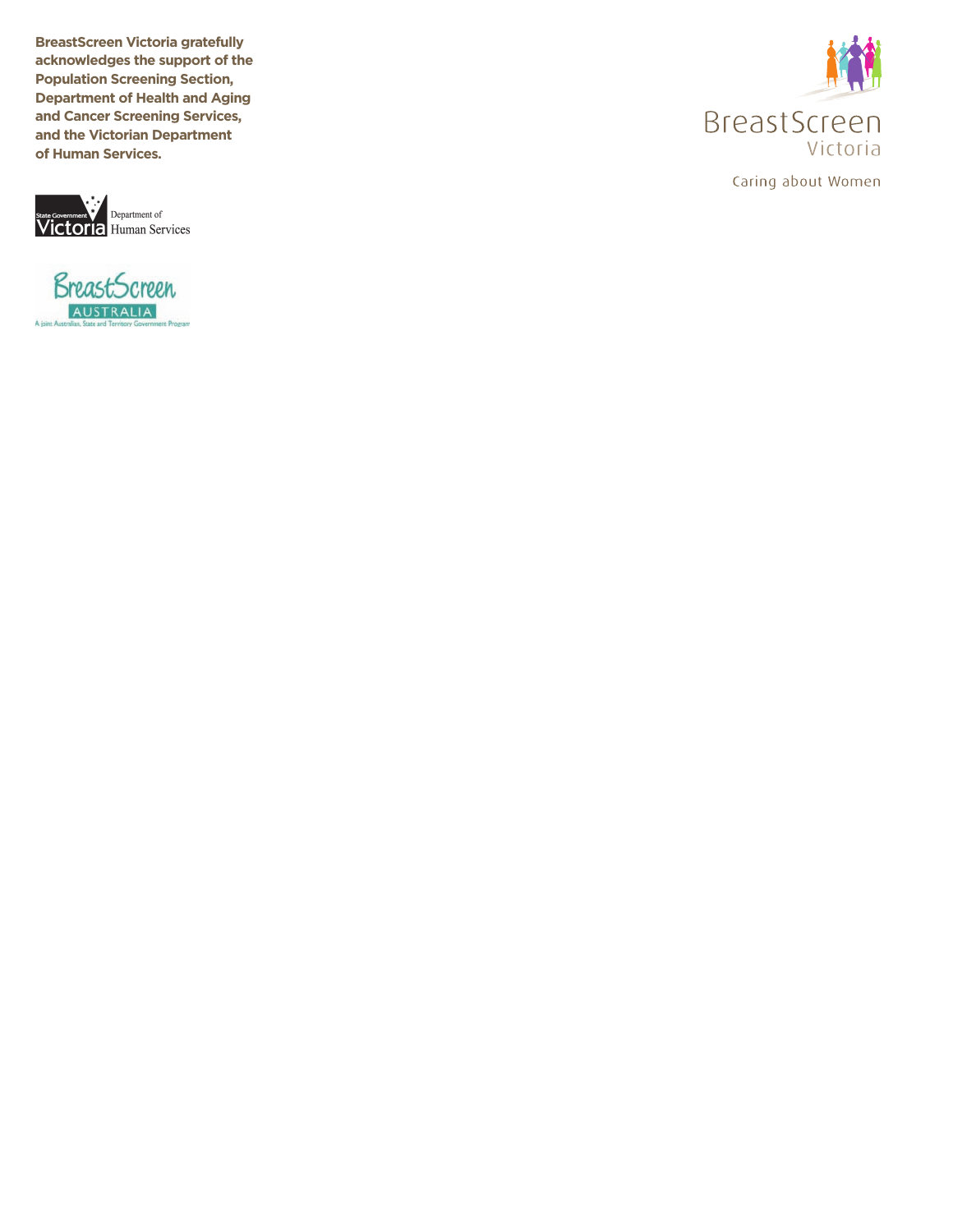**BreastScreen Victoria gratefully acknowledges the support of the Population Screening Section, Department of Health and Aging and Cancer Screening Services, and the Victorian Department of Human Services.**

State Government Victoria Department of Human Services

BreastScreen AUSTRALIA

A joint Australian, State and Territory Government Program

BreastScreen Victoria

Caring about Women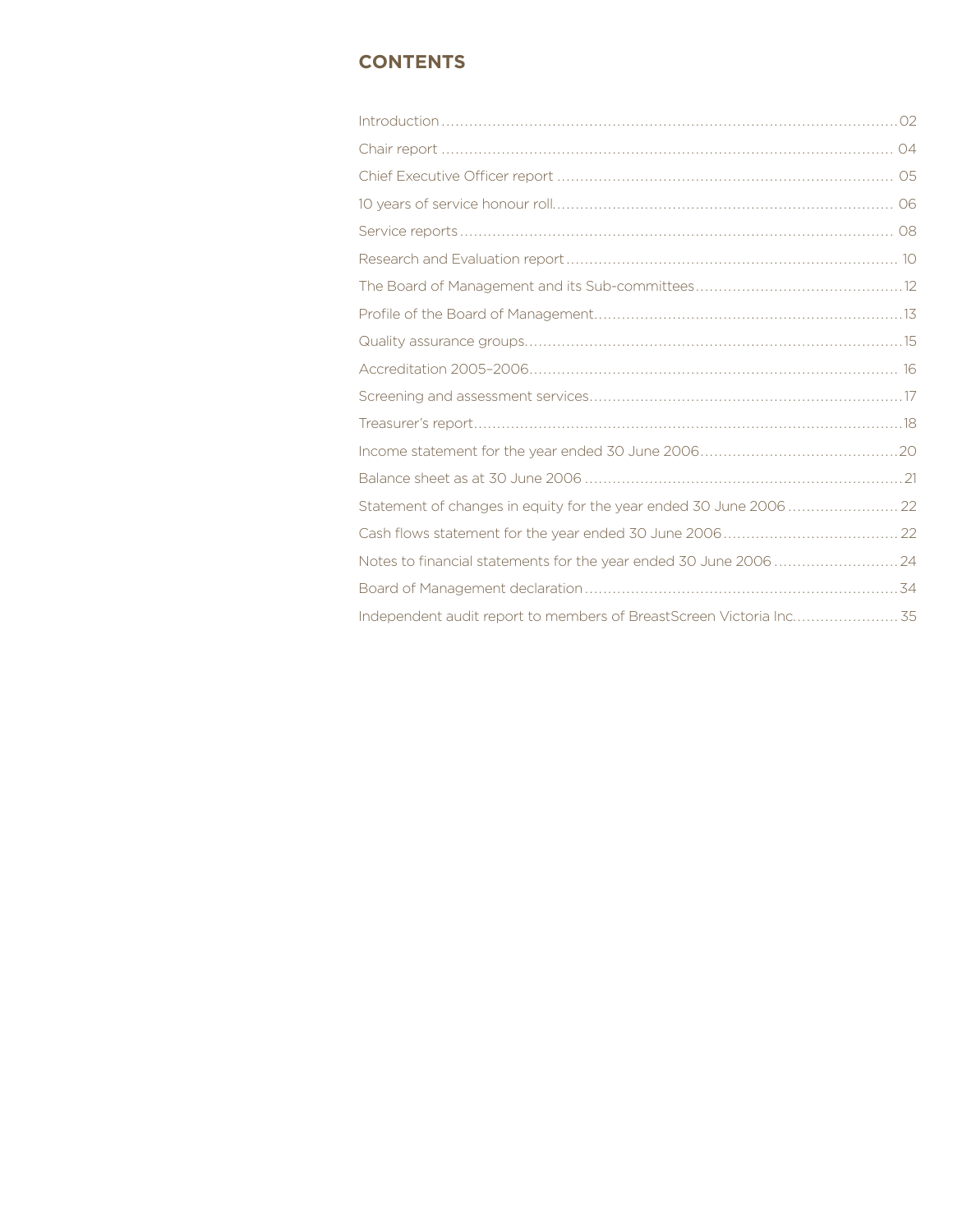# CONTENTS

| | |
|---|---|
| Introduction | 02 |
| Chair report | 04 |
| Chief Executive Officer report | 05 |
| 10 years of service honour roll | 06 |
| Service reports | 08 |
| Research and Evaluation report | 10 |
| The Board of Management and its Sub-committees | 12 |
| Profile of the Board of Management | 13 |
| Quality assurance groups | 15 |
| Accreditation 2005–2006 | 16 |
| Screening and assessment services | 17 |
| Treasurer's report | 18 |
| Income statement for the year ended 30 June 2006 | 20 |
| Balance sheet as at 30 June 2006 | 21 |
| Statement of changes in equity for the year ended 30 June 2006 | 22 |
| Cash flows statement for the year ended 30 June 2006 | 22 |
| Notes to financial statements for the year ended 30 June 2006 | 24 |
| Board of Management declaration | 34 |
| Independent audit report to members of BreastScreen Victoria Inc. | 35 |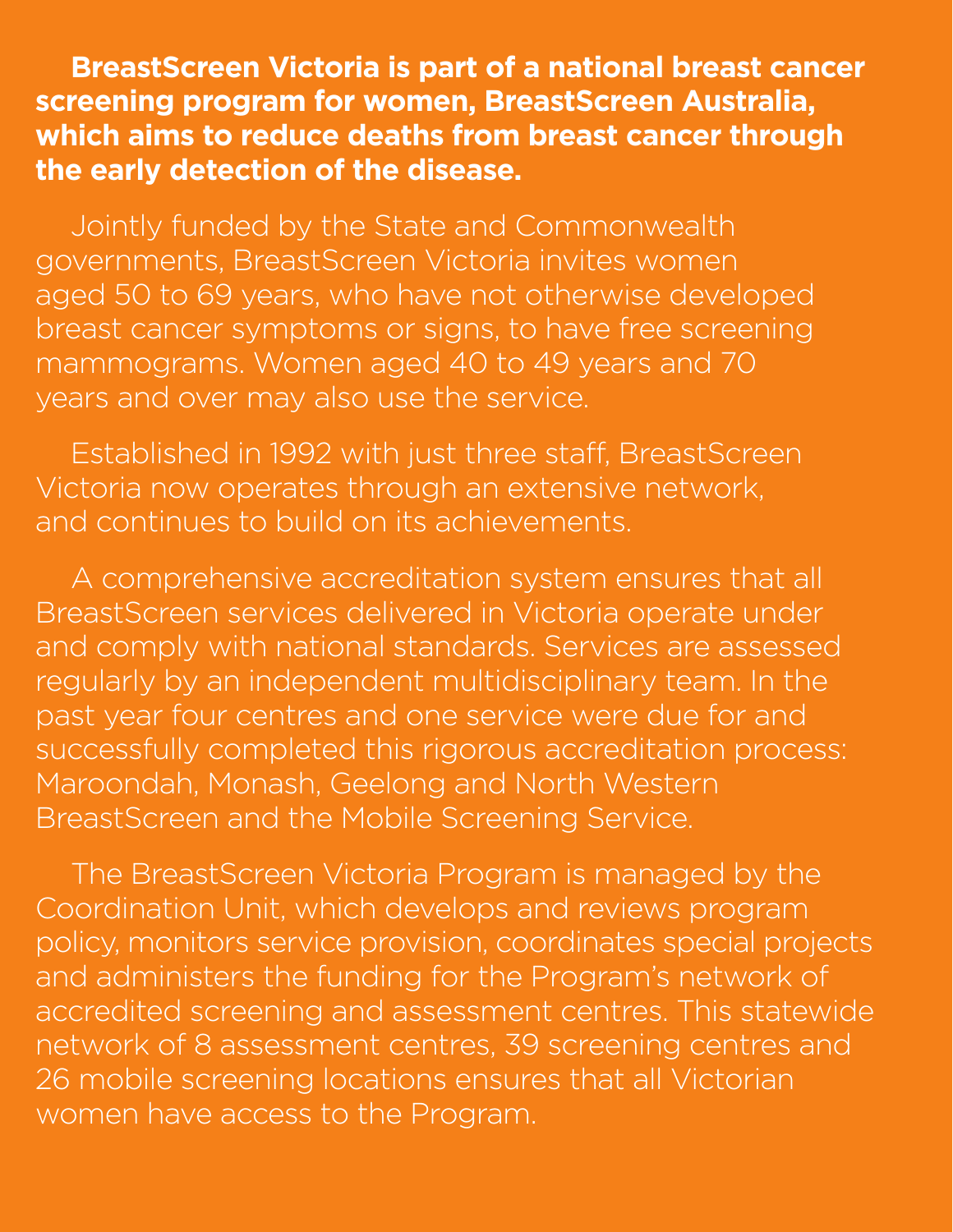**BreastScreen Victoria is part of a national breast cancer screening program for women, BreastScreen Australia, which aims to reduce deaths from breast cancer through the early detection of the disease.**

Jointly funded by the State and Commonwealth governments, BreastScreen Victoria invites women aged 50 to 69 years, who have not otherwise developed breast cancer symptoms or signs, to have free screening mammograms. Women aged 40 to 49 years and 70 years and over may also use the service.

Established in 1992 with just three staff, BreastScreen Victoria now operates through an extensive network, and continues to build on its achievements.

A comprehensive accreditation system ensures that all BreastScreen services delivered in Victoria operate under and comply with national standards. Services are assessed regularly by an independent multidisciplinary team. In the past year four centres and one service were due for and successfully completed this rigorous accreditation process: Maroondah, Monash, Geelong and North Western BreastScreen and the Mobile Screening Service.

The BreastScreen Victoria Program is managed by the Coordination Unit, which develops and reviews program policy, monitors service provision, coordinates special projects and administers the funding for the Program's network of accredited screening and assessment centres. This statewide network of 8 assessment centres, 39 screening centres and 26 mobile screening locations ensures that all Victorian women have access to the Program.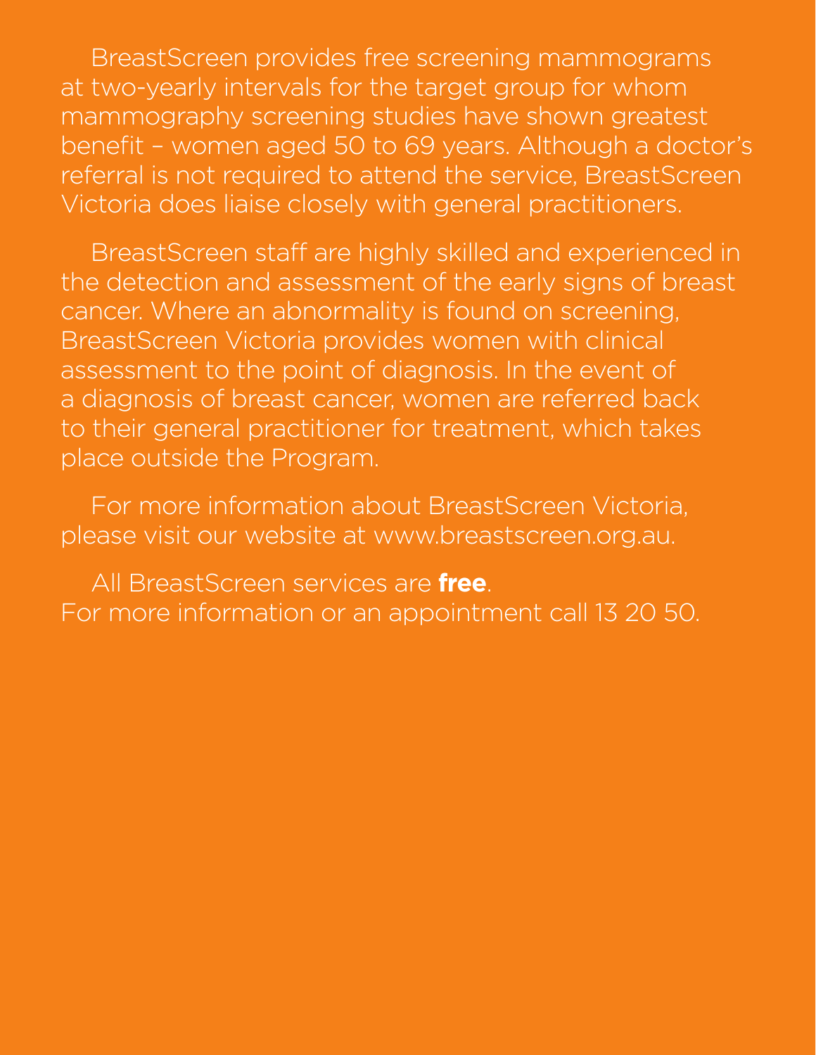BreastScreen provides free screening mammograms at two-yearly intervals for the target group for whom mammography screening studies have shown greatest benefit – women aged 50 to 69 years. Although a doctor's referral is not required to attend the service, BreastScreen Victoria does liaise closely with general practitioners.

BreastScreen staff are highly skilled and experienced in the detection and assessment of the early signs of breast cancer. Where an abnormality is found on screening, BreastScreen Victoria provides women with clinical assessment to the point of diagnosis. In the event of a diagnosis of breast cancer, women are referred back to their general practitioner for treatment, which takes place outside the Program.

For more information about BreastScreen Victoria, please visit our website at www.breastscreen.org.au.

All BreastScreen services are **free**.
For more information or an appointment call 13 20 50.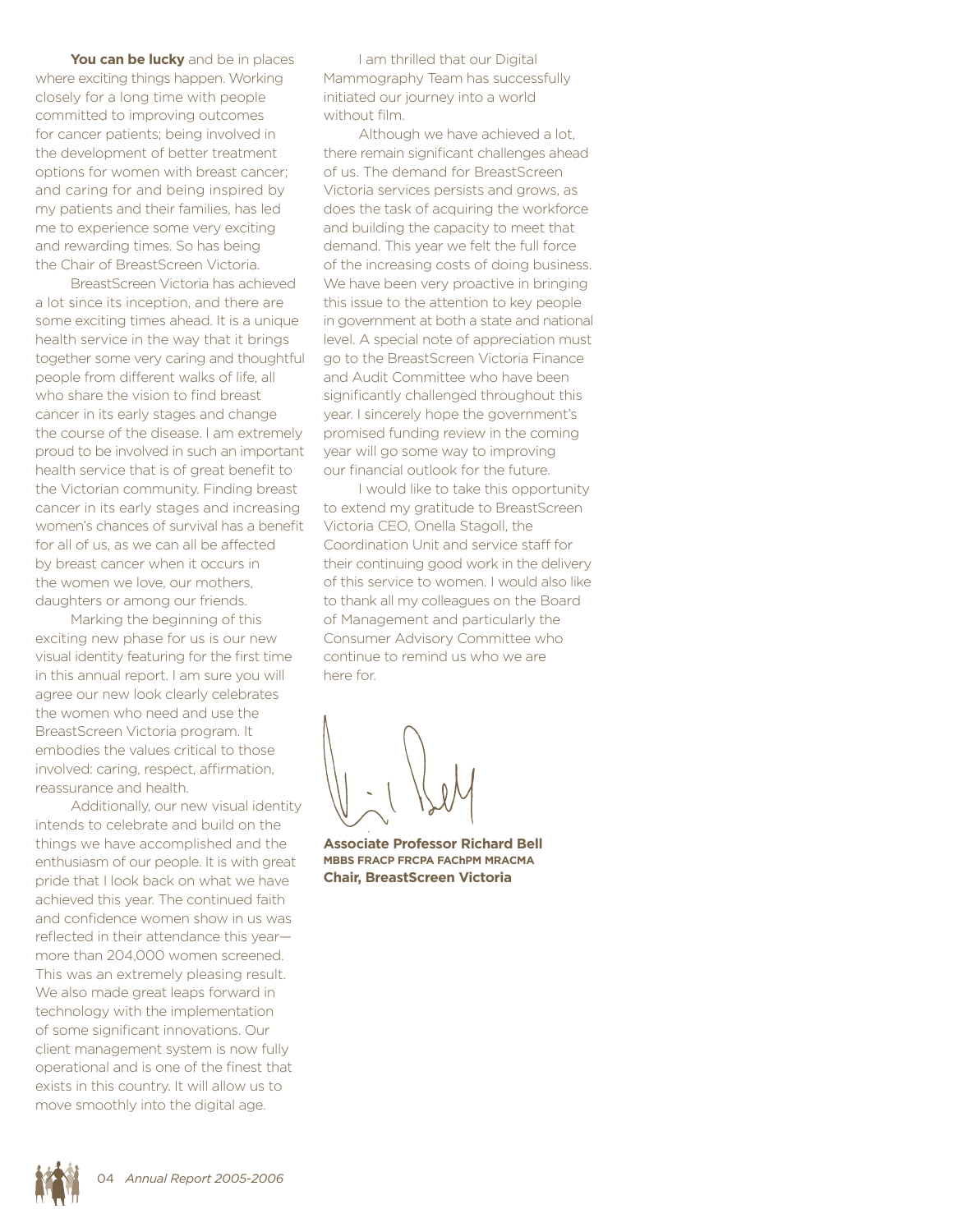**You can be lucky** and be in places where exciting things happen. Working closely for a long time with people committed to improving outcomes for cancer patients; being involved in the development of better treatment options for women with breast cancer; and caring for and being inspired by my patients and their families, has led me to experience some very exciting and rewarding times. So has being the Chair of BreastScreen Victoria.

BreastScreen Victoria has achieved a lot since its inception, and there are some exciting times ahead. It is a unique health service in the way that it brings together some very caring and thoughtful people from different walks of life, all who share the vision to find breast cancer in its early stages and change the course of the disease. I am extremely proud to be involved in such an important health service that is of great benefit to the Victorian community. Finding breast cancer in its early stages and increasing women's chances of survival has a benefit for all of us, as we can all be affected by breast cancer when it occurs in the women we love, our mothers, daughters or among our friends.

Marking the beginning of this exciting new phase for us is our new visual identity featuring for the first time in this annual report. I am sure you will agree our new look clearly celebrates the women who need and use the BreastScreen Victoria program. It embodies the values critical to those involved: caring, respect, affirmation, reassurance and health.

Additionally, our new visual identity intends to celebrate and build on the things we have accomplished and the enthusiasm of our people. It is with great pride that I look back on what we have achieved this year. The continued faith and confidence women show in us was reflected in their attendance this year—more than 204,000 women screened. This was an extremely pleasing result. We also made great leaps forward in technology with the implementation of some significant innovations. Our client management system is now fully operational and is one of the finest that exists in this country. It will allow us to move smoothly into the digital age.

I am thrilled that our Digital Mammography Team has successfully initiated our journey into a world without film.

Although we have achieved a lot, there remain significant challenges ahead of us. The demand for BreastScreen Victoria services persists and grows, as does the task of acquiring the workforce and building the capacity to meet that demand. This year we felt the full force of the increasing costs of doing business. We have been very proactive in bringing this issue to the attention to key people in government at both a state and national level. A special note of appreciation must go to the BreastScreen Victoria Finance and Audit Committee who have been significantly challenged throughout this year. I sincerely hope the government's promised funding review in the coming year will go some way to improving our financial outlook for the future.

I would like to take this opportunity to extend my gratitude to BreastScreen Victoria CEO, Onella Stagoll, the Coordination Unit and service staff for their continuing good work in the delivery of this service to women. I would also like to thank all my colleagues on the Board of Management and particularly the Consumer Advisory Committee who continue to remind us who we are here for.

**Associate Professor Richard Bell**
**MBBS FRACP FRCPA FAChPM MRACMA**
**Chair, BreastScreen Victoria**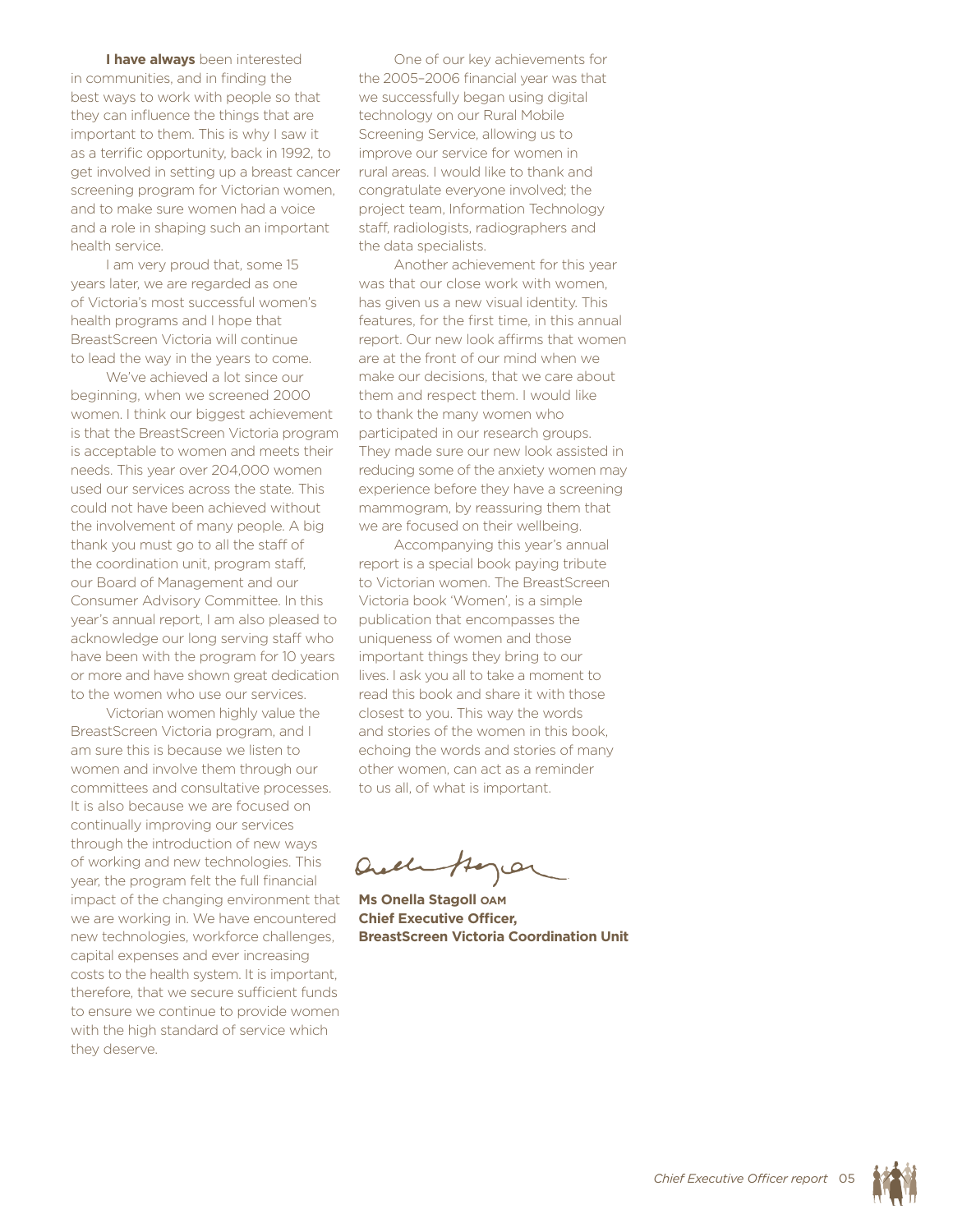**I have always** been interested in communities, and in finding the best ways to work with people so that they can influence the things that are important to them. This is why I saw it as a terrific opportunity, back in 1992, to get involved in setting up a breast cancer screening program for Victorian women, and to make sure women had a voice and a role in shaping such an important health service.

I am very proud that, some 15 years later, we are regarded as one of Victoria's most successful women's health programs and I hope that BreastScreen Victoria will continue to lead the way in the years to come.

We've achieved a lot since our beginning, when we screened 2000 women. I think our biggest achievement is that the BreastScreen Victoria program is acceptable to women and meets their needs. This year over 204,000 women used our services across the state. This could not have been achieved without the involvement of many people. A big thank you must go to all the staff of the coordination unit, program staff, our Board of Management and our Consumer Advisory Committee. In this year's annual report, I am also pleased to acknowledge our long serving staff who have been with the program for 10 years or more and have shown great dedication to the women who use our services.

Victorian women highly value the BreastScreen Victoria program, and I am sure this is because we listen to women and involve them through our committees and consultative processes. It is also because we are focused on continually improving our services through the introduction of new ways of working and new technologies. This year, the program felt the full financial impact of the changing environment that we are working in. We have encountered new technologies, workforce challenges, capital expenses and ever increasing costs to the health system. It is important, therefore, that we secure sufficient funds to ensure we continue to provide women with the high standard of service which they deserve.

One of our key achievements for the 2005–2006 financial year was that we successfully began using digital technology on our Rural Mobile Screening Service, allowing us to improve our service for women in rural areas. I would like to thank and congratulate everyone involved; the project team, Information Technology staff, radiologists, radiographers and the data specialists.

Another achievement for this year was that our close work with women, has given us a new visual identity. This features, for the first time, in this annual report. Our new look affirms that women are at the front of our mind when we make our decisions, that we care about them and respect them. I would like to thank the many women who participated in our research groups. They made sure our new look assisted in reducing some of the anxiety women may experience before they have a screening mammogram, by reassuring them that we are focused on their wellbeing.

Accompanying this year's annual report is a special book paying tribute to Victorian women. The BreastScreen Victoria book 'Women', is a simple publication that encompasses the uniqueness of women and those important things they bring to our lives. I ask you all to take a moment to read this book and share it with those closest to you. This way the words and stories of the women in this book, echoing the words and stories of many other women, can act as a reminder to us all, of what is important.

**Ms Onella Stagoll OAM**
**Chief Executive Officer,**
**BreastScreen Victoria Coordination Unit**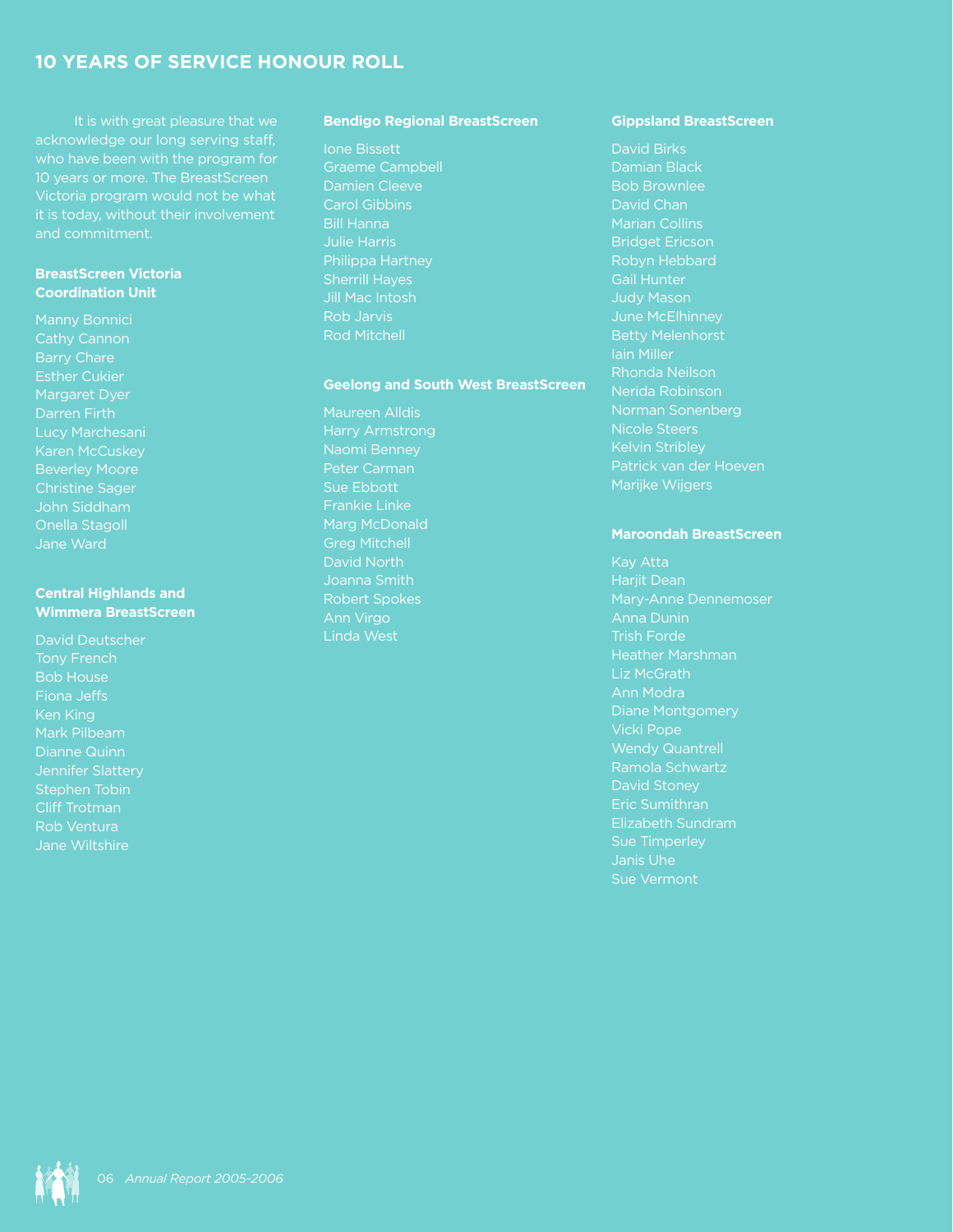# 10 YEARS OF SERVICE HONOUR ROLL

It is with great pleasure that we acknowledge our long serving staff, who have been with the program for 10 years or more. The BreastScreen Victoria program would not be what it is today, without their involvement and commitment.

**BreastScreen Victoria Coordination Unit**

Manny Bonnici
Cathy Cannon
Barry Chare
Esther Cukier
Margaret Dyer
Darren Firth
Lucy Marchesani
Karen McCuskey
Beverley Moore
Christine Sager
John Siddham
Onella Stagoll
Jane Ward

**Central Highlands and Wimmera BreastScreen**

David Deutscher
Tony French
Bob House
Fiona Jeffs
Ken King
Mark Pilbeam
Dianne Quinn
Jennifer Slattery
Stephen Tobin
Cliff Trotman
Rob Ventura
Jane Wiltshire

**Bendigo Regional BreastScreen**

Ione Bissett
Graeme Campbell
Damien Cleeve
Carol Gibbins
Bill Hanna
Julie Harris
Philippa Hartney
Sherrill Hayes
Jill Mac Intosh
Rob Jarvis
Rod Mitchell

**Geelong and South West BreastScreen**

Maureen Alldis
Harry Armstrong
Naomi Benney
Peter Carman
Sue Ebbott
Frankie Linke
Marg McDonald
Greg Mitchell
David North
Joanna Smith
Robert Spokes
Ann Virgo
Linda West

**Gippsland BreastScreen**

David Birks
Damian Black
Bob Brownlee
David Chan
Marian Collins
Bridget Ericson
Robyn Hebbard
Gail Hunter
Judy Mason
June McElhinney
Betty Melenhorst
Iain Miller
Rhonda Neilson
Nerida Robinson
Norman Sonenberg
Nicole Steers
Kelvin Stribley
Patrick van der Hoeven
Marijke Wijgers

**Maroondah BreastScreen**

Kay Atta
Harjit Dean
Mary-Anne Dennemoser
Anna Dunin
Trish Forde
Heather Marshman
Liz McGrath
Ann Modra
Diane Montgomery
Vicki Pope
Wendy Quantrell
Ramola Schwartz
David Stoney
Eric Sumithran
Elizabeth Sundram
Sue Timperley
Janis Uhe
Sue Vermont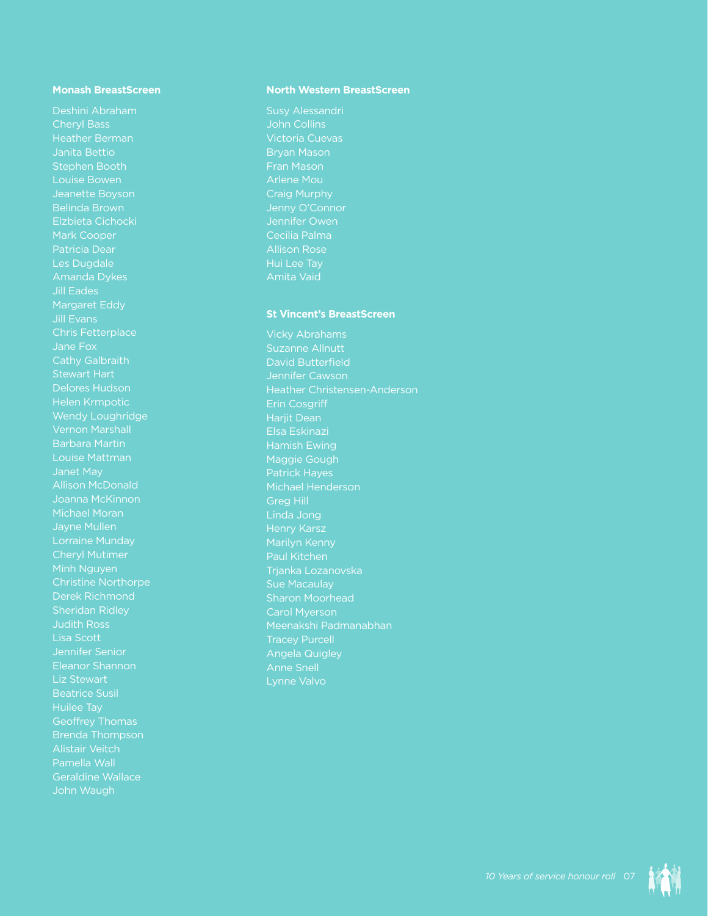**Monash BreastScreen**

Deshini Abraham
Cheryl Bass
Heather Berman
Janita Bettio
Stephen Booth
Louise Bowen
Jeanette Boyson
Belinda Brown
Elzbieta Cichocki
Mark Cooper
Patricia Dear
Les Dugdale
Amanda Dykes
Jill Eades
Margaret Eddy
Jill Evans
Chris Fetterplace
Jane Fox
Cathy Galbraith
Stewart Hart
Delores Hudson
Helen Krmpotic
Wendy Loughridge
Vernon Marshall
Barbara Martin
Louise Mattman
Janet May
Allison McDonald
Joanna McKinnon
Michael Moran
Jayne Mullen
Lorraine Munday
Cheryl Mutimer
Minh Nguyen
Christine Northorpe
Derek Richmond
Sheridan Ridley
Judith Ross
Lisa Scott
Jennifer Senior
Eleanor Shannon
Liz Stewart
Beatrice Susil
Huilee Tay
Geoffrey Thomas
Brenda Thompson
Alistair Veitch
Pamella Wall
Geraldine Wallace
John Waugh

**North Western BreastScreen**

Susy Alessandri
John Collins
Victoria Cuevas
Bryan Mason
Fran Mason
Arlene Mou
Craig Murphy
Jenny O'Connor
Jennifer Owen
Cecilia Palma
Allison Rose
Hui Lee Tay
Amita Vaid

**St Vincent's BreastScreen**

Vicky Abrahams
Suzanne Allnutt
David Butterfield
Jennifer Cawson
Heather Christensen-Anderson
Erin Cosgriff
Harjit Dean
Elsa Eskinazi
Hamish Ewing
Maggie Gough
Patrick Hayes
Michael Henderson
Greg Hill
Linda Jong
Henry Karsz
Marilyn Kenny
Paul Kitchen
Trjanka Lozanovska
Sue Macaulay
Sharon Moorhead
Carol Myerson
Meenakshi Padmanabhan
Tracey Purcell
Angela Quigley
Anne Snell
Lynne Valvo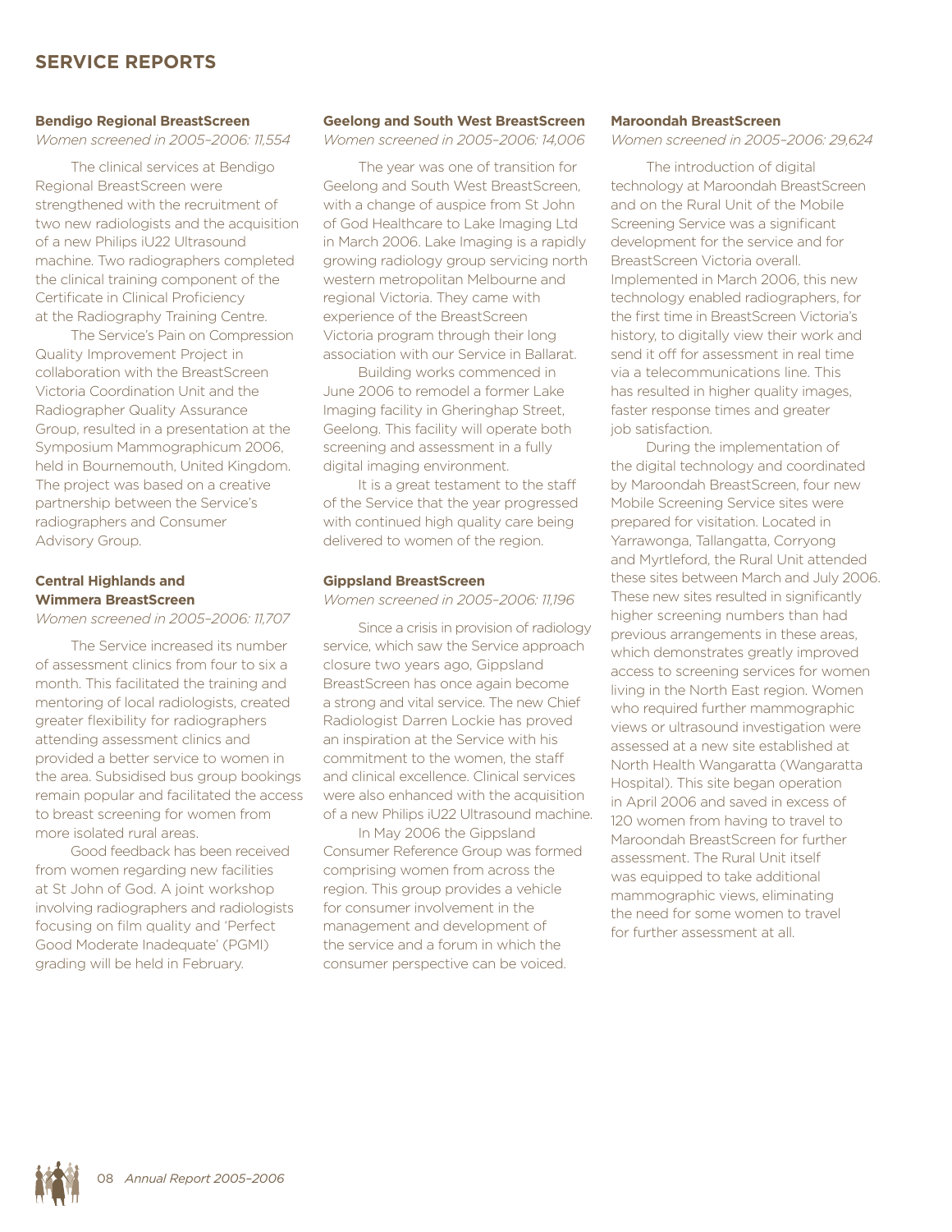## SERVICE REPORTS

### Bendigo Regional BreastScreen

*Women screened in 2005–2006: 11,554*

The clinical services at Bendigo Regional BreastScreen were strengthened with the recruitment of two new radiologists and the acquisition of a new Philips iU22 Ultrasound machine. Two radiographers completed the clinical training component of the Certificate in Clinical Proficiency at the Radiography Training Centre.

The Service's Pain on Compression Quality Improvement Project in collaboration with the BreastScreen Victoria Coordination Unit and the Radiographer Quality Assurance Group, resulted in a presentation at the Symposium Mammographicum 2006, held in Bournemouth, United Kingdom. The project was based on a creative partnership between the Service's radiographers and Consumer Advisory Group.

### Central Highlands and Wimmera BreastScreen

*Women screened in 2005–2006: 11,707*

The Service increased its number of assessment clinics from four to six a month. This facilitated the training and mentoring of local radiologists, created greater flexibility for radiographers attending assessment clinics and provided a better service to women in the area. Subsidised bus group bookings remain popular and facilitated the access to breast screening for women from more isolated rural areas.

Good feedback has been received from women regarding new facilities at St John of God. A joint workshop involving radiographers and radiologists focusing on film quality and 'Perfect Good Moderate Inadequate' (PGMI) grading will be held in February.

### Geelong and South West BreastScreen

*Women screened in 2005–2006: 14,006*

The year was one of transition for Geelong and South West BreastScreen, with a change of auspice from St John of God Healthcare to Lake Imaging Ltd in March 2006. Lake Imaging is a rapidly growing radiology group servicing north western metropolitan Melbourne and regional Victoria. They came with experience of the BreastScreen Victoria program through their long association with our Service in Ballarat.

Building works commenced in June 2006 to remodel a former Lake Imaging facility in Gheringhap Street, Geelong. This facility will operate both screening and assessment in a fully digital imaging environment.

It is a great testament to the staff of the Service that the year progressed with continued high quality care being delivered to women of the region.

### Gippsland BreastScreen

*Women screened in 2005–2006: 11,196*

Since a crisis in provision of radiology service, which saw the Service approach closure two years ago, Gippsland BreastScreen has once again become a strong and vital service. The new Chief Radiologist Darren Lockie has proved an inspiration at the Service with his commitment to the women, the staff and clinical excellence. Clinical services were also enhanced with the acquisition of a new Philips iU22 Ultrasound machine.

In May 2006 the Gippsland Consumer Reference Group was formed comprising women from across the region. This group provides a vehicle for consumer involvement in the management and development of the service and a forum in which the consumer perspective can be voiced.

### Maroondah BreastScreen

*Women screened in 2005–2006: 29,624*

The introduction of digital technology at Maroondah BreastScreen and on the Rural Unit of the Mobile Screening Service was a significant development for the service and for BreastScreen Victoria overall. Implemented in March 2006, this new technology enabled radiographers, for the first time in BreastScreen Victoria's history, to digitally view their work and send it off for assessment in real time via a telecommunications line. This has resulted in higher quality images, faster response times and greater job satisfaction.

During the implementation of the digital technology and coordinated by Maroondah BreastScreen, four new Mobile Screening Service sites were prepared for visitation. Located in Yarrawonga, Tallangatta, Corryong and Myrtleford, the Rural Unit attended these sites between March and July 2006. These new sites resulted in significantly higher screening numbers than had previous arrangements in these areas, which demonstrates greatly improved access to screening services for women living in the North East region. Women who required further mammographic views or ultrasound investigation were assessed at a new site established at North Health Wangaratta (Wangaratta Hospital). This site began operation in April 2006 and saved in excess of 120 women from having to travel to Maroondah BreastScreen for further assessment. The Rural Unit itself was equipped to take additional mammographic views, eliminating the need for some women to travel for further assessment at all.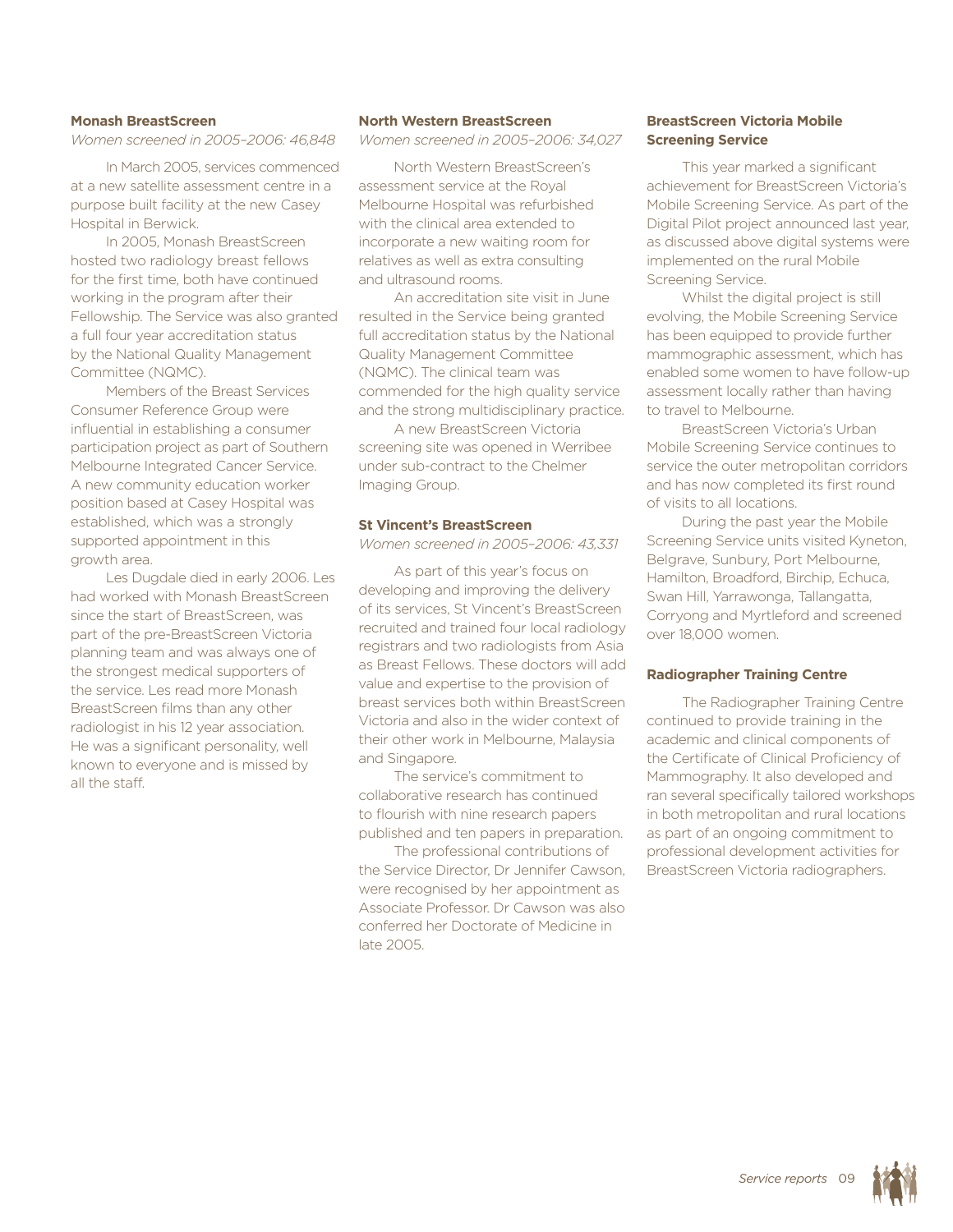### Monash BreastScreen

*Women screened in 2005–2006: 46,848*

In March 2005, services commenced at a new satellite assessment centre in a purpose built facility at the new Casey Hospital in Berwick.

In 2005, Monash BreastScreen hosted two radiology breast fellows for the first time, both have continued working in the program after their Fellowship. The Service was also granted a full four year accreditation status by the National Quality Management Committee (NQMC).

Members of the Breast Services Consumer Reference Group were influential in establishing a consumer participation project as part of Southern Melbourne Integrated Cancer Service. A new community education worker position based at Casey Hospital was established, which was a strongly supported appointment in this growth area.

Les Dugdale died in early 2006. Les had worked with Monash BreastScreen since the start of BreastScreen, was part of the pre-BreastScreen Victoria planning team and was always one of the strongest medical supporters of the service. Les read more Monash BreastScreen films than any other radiologist in his 12 year association. He was a significant personality, well known to everyone and is missed by all the staff.

### North Western BreastScreen

*Women screened in 2005–2006: 34,027*

North Western BreastScreen's assessment service at the Royal Melbourne Hospital was refurbished with the clinical area extended to incorporate a new waiting room for relatives as well as extra consulting and ultrasound rooms.

An accreditation site visit in June resulted in the Service being granted full accreditation status by the National Quality Management Committee (NQMC). The clinical team was commended for the high quality service and the strong multidisciplinary practice.

A new BreastScreen Victoria screening site was opened in Werribee under sub-contract to the Chelmer Imaging Group.

### St Vincent's BreastScreen

*Women screened in 2005–2006: 43,331*

As part of this year's focus on developing and improving the delivery of its services, St Vincent's BreastScreen recruited and trained four local radiology registrars and two radiologists from Asia as Breast Fellows. These doctors will add value and expertise to the provision of breast services both within BreastScreen Victoria and also in the wider context of their other work in Melbourne, Malaysia and Singapore.

The service's commitment to collaborative research has continued to flourish with nine research papers published and ten papers in preparation.

The professional contributions of the Service Director, Dr Jennifer Cawson, were recognised by her appointment as Associate Professor. Dr Cawson was also conferred her Doctorate of Medicine in late 2005.

### BreastScreen Victoria Mobile Screening Service

This year marked a significant achievement for BreastScreen Victoria's Mobile Screening Service. As part of the Digital Pilot project announced last year, as discussed above digital systems were implemented on the rural Mobile Screening Service.

Whilst the digital project is still evolving, the Mobile Screening Service has been equipped to provide further mammographic assessment, which has enabled some women to have follow-up assessment locally rather than having to travel to Melbourne.

BreastScreen Victoria's Urban Mobile Screening Service continues to service the outer metropolitan corridors and has now completed its first round of visits to all locations.

During the past year the Mobile Screening Service units visited Kyneton, Belgrave, Sunbury, Port Melbourne, Hamilton, Broadford, Birchip, Echuca, Swan Hill, Yarrawonga, Tallangatta, Corryong and Myrtleford and screened over 18,000 women.

### Radiographer Training Centre

The Radiographer Training Centre continued to provide training in the academic and clinical components of the Certificate of Clinical Proficiency of Mammography. It also developed and ran several specifically tailored workshops in both metropolitan and rural locations as part of an ongoing commitment to professional development activities for BreastScreen Victoria radiographers.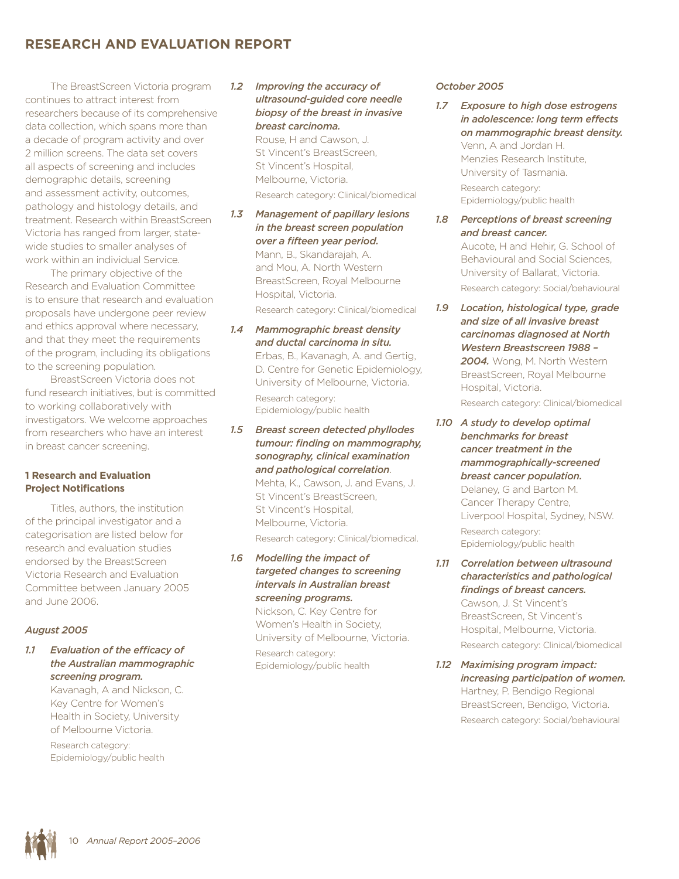# RESEARCH AND EVALUATION REPORT

The BreastScreen Victoria program continues to attract interest from researchers because of its comprehensive data collection, which spans more than a decade of program activity and over 2 million screens. The data set covers all aspects of screening and includes demographic details, screening and assessment activity, outcomes, pathology and histology details, and treatment. Research within BreastScreen Victoria has ranged from larger, state-wide studies to smaller analyses of work within an individual Service.

The primary objective of the Research and Evaluation Committee is to ensure that research and evaluation proposals have undergone peer review and ethics approval where necessary, and that they meet the requirements of the program, including its obligations to the screening population.

BreastScreen Victoria does not fund research initiatives, but is committed to working collaboratively with investigators. We welcome approaches from researchers who have an interest in breast cancer screening.

### 1 Research and Evaluation Project Notifications

Titles, authors, the institution of the principal investigator and a categorisation are listed below for research and evaluation studies endorsed by the BreastScreen Victoria Research and Evaluation Committee between January 2005 and June 2006.

*August 2005*

1.1 ***Evaluation of the efficacy of the Australian mammographic screening program.***
Kavanagh, A and Nickson, C. Key Centre for Women's Health in Society, University of Melbourne Victoria.
Research category: Epidemiology/public health

1.2 ***Improving the accuracy of ultrasound-guided core needle biopsy of the breast in invasive breast carcinoma.***
Rouse, H and Cawson, J. St Vincent's BreastScreen, St Vincent's Hospital, Melbourne, Victoria.
Research category: Clinical/biomedical

1.3 ***Management of papillary lesions in the breast screen population over a fifteen year period.***
Mann, B., Skandarajah, A. and Mou, A. North Western BreastScreen, Royal Melbourne Hospital, Victoria.
Research category: Clinical/biomedical

1.4 ***Mammographic breast density and ductal carcinoma in situ.***
Erbas, B., Kavanagh, A. and Gertig, D. Centre for Genetic Epidemiology, University of Melbourne, Victoria.
Research category: Epidemiology/public health

1.5 ***Breast screen detected phyllodes tumour: finding on mammography, sonography, clinical examination and pathological correlation***.
Mehta, K., Cawson, J. and Evans, J. St Vincent's BreastScreen, St Vincent's Hospital, Melbourne, Victoria.
Research category: Clinical/biomedical.

1.6 ***Modelling the impact of targeted changes to screening intervals in Australian breast screening programs.***
Nickson, C. Key Centre for Women's Health in Society, University of Melbourne, Victoria.
Research category: Epidemiology/public health

*October 2005*

1.7 ***Exposure to high dose estrogens in adolescence: long term effects on mammographic breast density.***
Venn, A and Jordan H. Menzies Research Institute, University of Tasmania.
Research category: Epidemiology/public health

1.8 ***Perceptions of breast screening and breast cancer.***
Aucote, H and Hehir, G. School of Behavioural and Social Sciences, University of Ballarat, Victoria.
Research category: Social/behavioural

1.9 ***Location, histological type, grade and size of all invasive breast carcinomas diagnosed at North Western Breastscreen 1988 – 2004.*** Wong, M. North Western BreastScreen, Royal Melbourne Hospital, Victoria.
Research category: Clinical/biomedical

1.10 ***A study to develop optimal benchmarks for breast cancer treatment in the mammographically-screened breast cancer population.***
Delaney, G and Barton M. Cancer Therapy Centre, Liverpool Hospital, Sydney, NSW.
Research category: Epidemiology/public health

1.11 ***Correlation between ultrasound characteristics and pathological findings of breast cancers.***
Cawson, J. St Vincent's BreastScreen, St Vincent's Hospital, Melbourne, Victoria.
Research category: Clinical/biomedical

1.12 ***Maximising program impact: increasing participation of women.***
Hartney, P. Bendigo Regional BreastScreen, Bendigo, Victoria.
Research category: Social/behavioural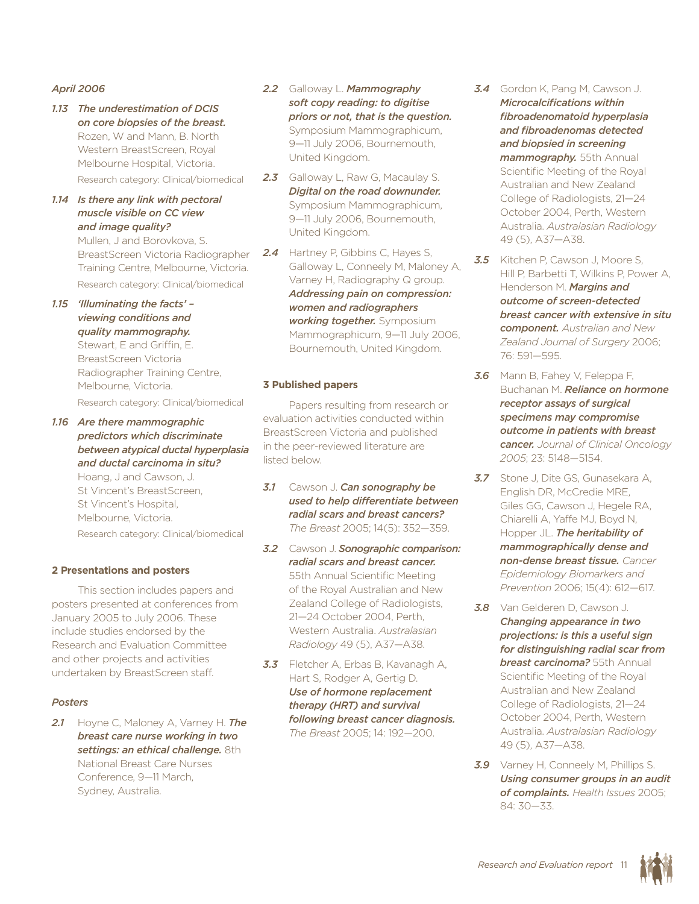*April 2006*

***1.13 The underestimation of DCIS on core biopsies of the breast.*** Rozen, W and Mann, B. North Western BreastScreen, Royal Melbourne Hospital, Victoria.
Research category: Clinical/biomedical

***1.14 Is there any link with pectoral muscle visible on CC view and image quality?*** Mullen, J and Borovkova, S. BreastScreen Victoria Radiographer Training Centre, Melbourne, Victoria.
Research category: Clinical/biomedical

***1.15 'Illuminating the facts' – viewing conditions and quality mammography.*** Stewart, E and Griffin, E. BreastScreen Victoria Radiographer Training Centre, Melbourne, Victoria.
Research category: Clinical/biomedical

***1.16 Are there mammographic predictors which discriminate between atypical ductal hyperplasia and ductal carcinoma in situ?*** Hoang, J and Cawson, J. St Vincent's BreastScreen, St Vincent's Hospital, Melbourne, Victoria.
Research category: Clinical/biomedical

## 2 Presentations and posters

This section includes papers and posters presented at conferences from January 2005 to July 2006. These include studies endorsed by the Research and Evaluation Committee and other projects and activities undertaken by BreastScreen staff.

### *Posters*

***2.1*** Hoyne C, Maloney A, Varney H. ***The breast care nurse working in two settings: an ethical challenge.*** 8th National Breast Care Nurses Conference, 9—11 March, Sydney, Australia.

***2.2*** Galloway L. ***Mammography soft copy reading: to digitise priors or not, that is the question.*** Symposium Mammographicum, 9—11 July 2006, Bournemouth, United Kingdom.

***2.3*** Galloway L, Raw G, Macaulay S. ***Digital on the road downunder.*** Symposium Mammographicum, 9—11 July 2006, Bournemouth, United Kingdom.

***2.4*** Hartney P, Gibbins C, Hayes S, Galloway L, Conneely M, Maloney A, Varney H, Radiography Q group. ***Addressing pain on compression: women and radiographers working together.*** Symposium Mammographicum, 9—11 July 2006, Bournemouth, United Kingdom.

## 3 Published papers

Papers resulting from research or evaluation activities conducted within BreastScreen Victoria and published in the peer-reviewed literature are listed below.

***3.1*** Cawson J. ***Can sonography be used to help differentiate between radial scars and breast cancers?*** *The Breast* 2005; 14(5): 352—359.

***3.2*** Cawson J. ***Sonographic comparison: radial scars and breast cancer.*** 55th Annual Scientific Meeting of the Royal Australian and New Zealand College of Radiologists, 21—24 October 2004, Perth, Western Australia. *Australasian Radiology* 49 (5), A37—A38.

***3.3*** Fletcher A, Erbas B, Kavanagh A, Hart S, Rodger A, Gertig D. ***Use of hormone replacement therapy (HRT) and survival following breast cancer diagnosis.*** *The Breast* 2005; 14: 192—200.

***3.4*** Gordon K, Pang M, Cawson J. ***Microcalcifications within fibroadenomatoid hyperplasia and fibroadenomas detected and biopsied in screening mammography.*** 55th Annual Scientific Meeting of the Royal Australian and New Zealand College of Radiologists, 21—24 October 2004, Perth, Western Australia. *Australasian Radiology* 49 (5), A37—A38.

***3.5*** Kitchen P, Cawson J, Moore S, Hill P, Barbetti T, Wilkins P, Power A, Henderson M. ***Margins and outcome of screen-detected breast cancer with extensive in situ component.*** *Australian and New Zealand Journal of Surgery* 2006; 76: 591—595.

***3.6*** Mann B, Fahey V, Feleppa F, Buchanan M. ***Reliance on hormone receptor assays of surgical specimens may compromise outcome in patients with breast cancer.*** *Journal of Clinical Oncology 2005*; 23: 5148—5154.

***3.7*** Stone J, Dite GS, Gunasekara A, English DR, McCredie MRE, Giles GG, Cawson J, Hegele RA, Chiarelli A, Yaffe MJ, Boyd N, Hopper JL. ***The heritability of mammographically dense and non-dense breast tissue.*** *Cancer Epidemiology Biomarkers and Prevention* 2006; 15(4): 612—617.

***3.8*** Van Gelderen D, Cawson J. ***Changing appearance in two projections: is this a useful sign for distinguishing radial scar from breast carcinoma?*** 55th Annual Scientific Meeting of the Royal Australian and New Zealand College of Radiologists, 21—24 October 2004, Perth, Western Australia. *Australasian Radiology* 49 (5), A37—A38.

***3.9*** Varney H, Conneely M, Phillips S. ***Using consumer groups in an audit of complaints.*** *Health Issues* 2005; 84: 30—33.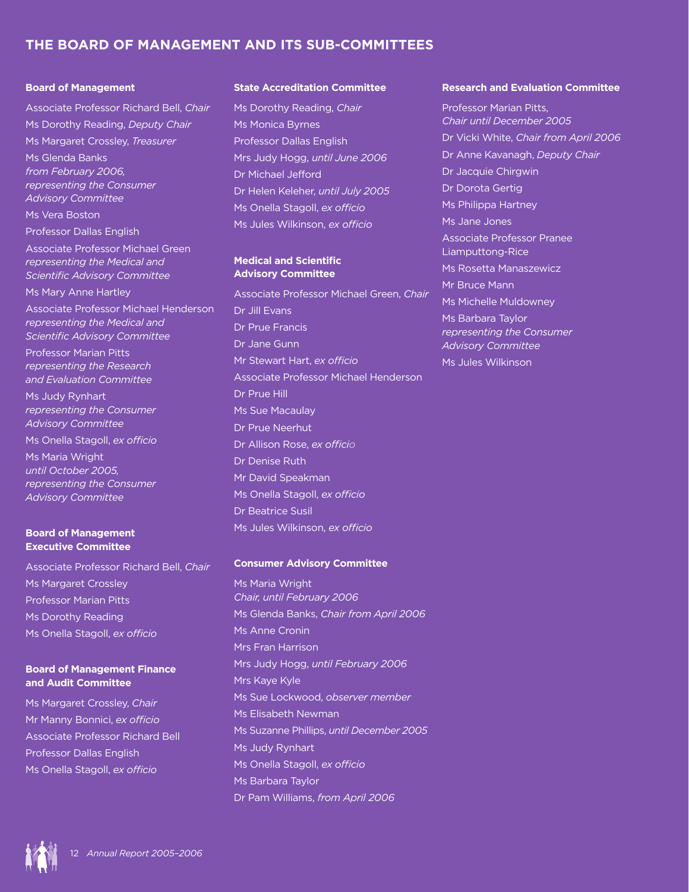# THE BOARD OF MANAGEMENT AND ITS SUB-COMMITTEES

### Board of Management

Associate Professor Richard Bell, *Chair*

Ms Dorothy Reading, *Deputy Chair*

Ms Margaret Crossley, *Treasurer*

Ms Glenda Banks
*from February 2006, representing the Consumer Advisory Committee*

Ms Vera Boston

Professor Dallas English

Associate Professor Michael Green
*representing the Medical and Scientific Advisory Committee*

Ms Mary Anne Hartley

Associate Professor Michael Henderson
*representing the Medical and Scientific Advisory Committee*

Professor Marian Pitts
*representing the Research and Evaluation Committee*

Ms Judy Rynhart
*representing the Consumer Advisory Committee*

Ms Onella Stagoll, *ex officio*

Ms Maria Wright
*until October 2005, representing the Consumer Advisory Committee*

### Board of Management Executive Committee

Associate Professor Richard Bell, *Chair*

Ms Margaret Crossley

Professor Marian Pitts

Ms Dorothy Reading

Ms Onella Stagoll, *ex officio*

### Board of Management Finance and Audit Committee

Ms Margaret Crossley, *Chair*

Mr Manny Bonnici, *ex officio*

Associate Professor Richard Bell

Professor Dallas English

Ms Onella Stagoll, *ex officio*

### State Accreditation Committee

Ms Dorothy Reading, *Chair*

Ms Monica Byrnes

Professor Dallas English

Mrs Judy Hogg, *until June 2006*

Dr Michael Jefford

Dr Helen Keleher, *until July 2005*

Ms Onella Stagoll, *ex officio*

Ms Jules Wilkinson, *ex officio*

### Medical and Scientific Advisory Committee

Associate Professor Michael Green, *Chair*

Dr Jill Evans

Dr Prue Francis

Dr Jane Gunn

Mr Stewart Hart, *ex officio*

Associate Professor Michael Henderson

Dr Prue Hill

Ms Sue Macaulay

Dr Prue Neerhut

Dr Allison Rose, *ex officio*

Dr Denise Ruth

Mr David Speakman

Ms Onella Stagoll, *ex officio*

Dr Beatrice Susil

Ms Jules Wilkinson, *ex officio*

### Consumer Advisory Committee

Ms Maria Wright
*Chair, until February 2006*

Ms Glenda Banks, *Chair from April 2006*

Ms Anne Cronin

Mrs Fran Harrison

Mrs Judy Hogg, *until February 2006*

Mrs Kaye Kyle

Ms Sue Lockwood, *observer member*

Ms Elisabeth Newman

Ms Suzanne Phillips, *until December 2005*

Ms Judy Rynhart

Ms Onella Stagoll, *ex officio*

Ms Barbara Taylor

Dr Pam Williams, *from April 2006*

### Research and Evaluation Committee

Professor Marian Pitts,
*Chair until December 2005*

Dr Vicki White, *Chair from April 2006*

Dr Anne Kavanagh, *Deputy Chair*

Dr Jacquie Chirgwin

Dr Dorota Gertig

Ms Philippa Hartney

Ms Jane Jones

Associate Professor Pranee Liamputtong-Rice

Ms Rosetta Manaszewicz

Mr Bruce Mann

Ms Michelle Muldowney

Ms Barbara Taylor
*representing the Consumer Advisory Committee*

Ms Jules Wilkinson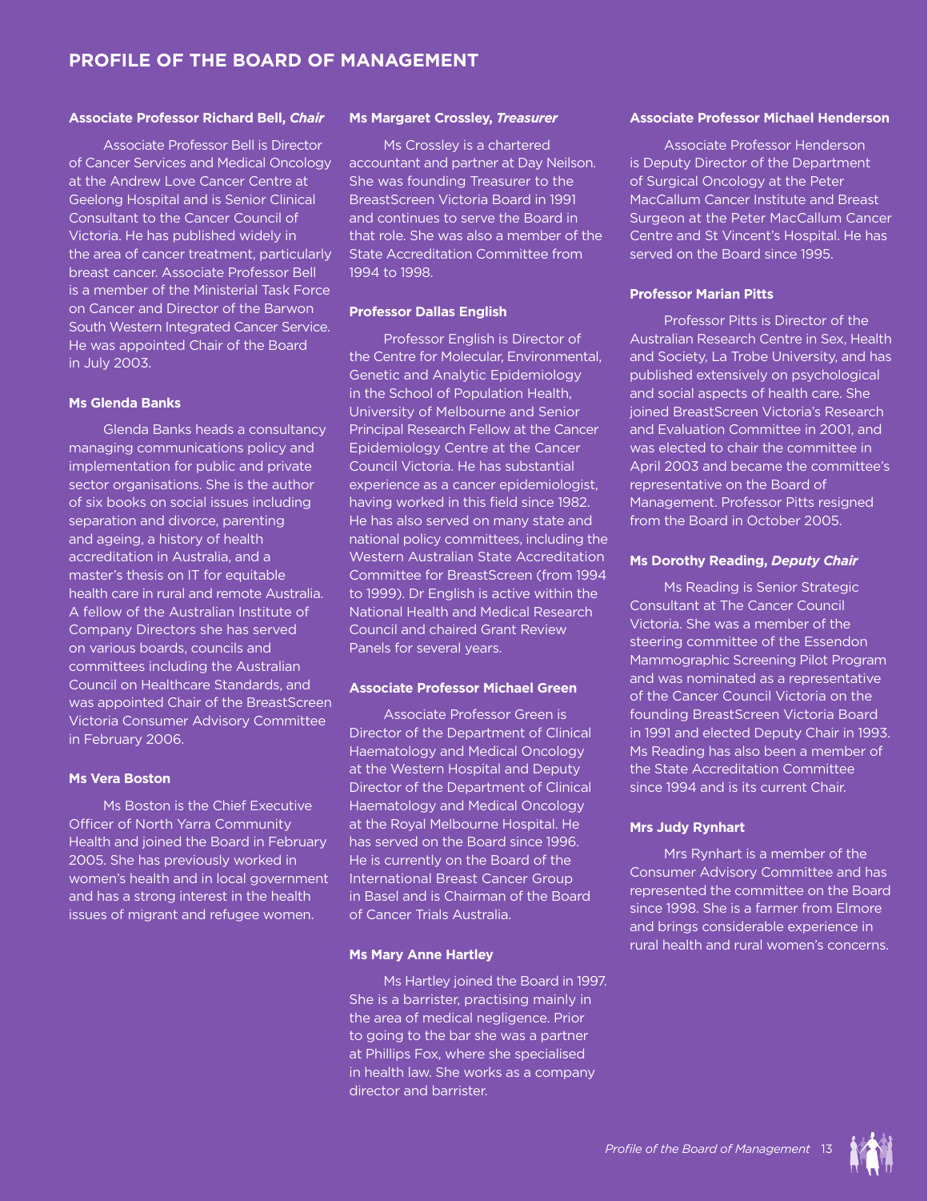## PROFILE OF THE BOARD OF MANAGEMENT

**Associate Professor Richard Bell, *Chair***

Associate Professor Bell is Director of Cancer Services and Medical Oncology at the Andrew Love Cancer Centre at Geelong Hospital and is Senior Clinical Consultant to the Cancer Council of Victoria. He has published widely in the area of cancer treatment, particularly breast cancer. Associate Professor Bell is a member of the Ministerial Task Force on Cancer and Director of the Barwon South Western Integrated Cancer Service. He was appointed Chair of the Board in July 2003.

**Ms Glenda Banks**

Glenda Banks heads a consultancy managing communications policy and implementation for public and private sector organisations. She is the author of six books on social issues including separation and divorce, parenting and ageing, a history of health accreditation in Australia, and a master's thesis on IT for equitable health care in rural and remote Australia. A fellow of the Australian Institute of Company Directors she has served on various boards, councils and committees including the Australian Council on Healthcare Standards, and was appointed Chair of the BreastScreen Victoria Consumer Advisory Committee in February 2006.

**Ms Vera Boston**

Ms Boston is the Chief Executive Officer of North Yarra Community Health and joined the Board in February 2005. She has previously worked in women's health and in local government and has a strong interest in the health issues of migrant and refugee women.

**Ms Margaret Crossley, *Treasurer***

Ms Crossley is a chartered accountant and partner at Day Neilson. She was founding Treasurer to the BreastScreen Victoria Board in 1991 and continues to serve the Board in that role. She was also a member of the State Accreditation Committee from 1994 to 1998.

**Professor Dallas English**

Professor English is Director of the Centre for Molecular, Environmental, Genetic and Analytic Epidemiology in the School of Population Health, University of Melbourne and Senior Principal Research Fellow at the Cancer Epidemiology Centre at the Cancer Council Victoria. He has substantial experience as a cancer epidemiologist, having worked in this field since 1982. He has also served on many state and national policy committees, including the Western Australian State Accreditation Committee for BreastScreen (from 1994 to 1999). Dr English is active within the National Health and Medical Research Council and chaired Grant Review Panels for several years.

**Associate Professor Michael Green**

Associate Professor Green is Director of the Department of Clinical Haematology and Medical Oncology at the Western Hospital and Deputy Director of the Department of Clinical Haematology and Medical Oncology at the Royal Melbourne Hospital. He has served on the Board since 1996. He is currently on the Board of the International Breast Cancer Group in Basel and is Chairman of the Board of Cancer Trials Australia.

**Ms Mary Anne Hartley**

Ms Hartley joined the Board in 1997. She is a barrister, practising mainly in the area of medical negligence. Prior to going to the bar she was a partner at Phillips Fox, where she specialised in health law. She works as a company director and barrister.

**Associate Professor Michael Henderson**

Associate Professor Henderson is Deputy Director of the Department of Surgical Oncology at the Peter MacCallum Cancer Institute and Breast Surgeon at the Peter MacCallum Cancer Centre and St Vincent's Hospital. He has served on the Board since 1995.

**Professor Marian Pitts**

Professor Pitts is Director of the Australian Research Centre in Sex, Health and Society, La Trobe University, and has published extensively on psychological and social aspects of health care. She joined BreastScreen Victoria's Research and Evaluation Committee in 2001, and was elected to chair the committee in April 2003 and became the committee's representative on the Board of Management. Professor Pitts resigned from the Board in October 2005.

**Ms Dorothy Reading, *Deputy Chair***

Ms Reading is Senior Strategic Consultant at The Cancer Council Victoria. She was a member of the steering committee of the Essendon Mammographic Screening Pilot Program and was nominated as a representative of the Cancer Council Victoria on the founding BreastScreen Victoria Board in 1991 and elected Deputy Chair in 1993. Ms Reading has also been a member of the State Accreditation Committee since 1994 and is its current Chair.

**Mrs Judy Rynhart**

Mrs Rynhart is a member of the Consumer Advisory Committee and has represented the committee on the Board since 1998. She is a farmer from Elmore and brings considerable experience in rural health and rural women's concerns.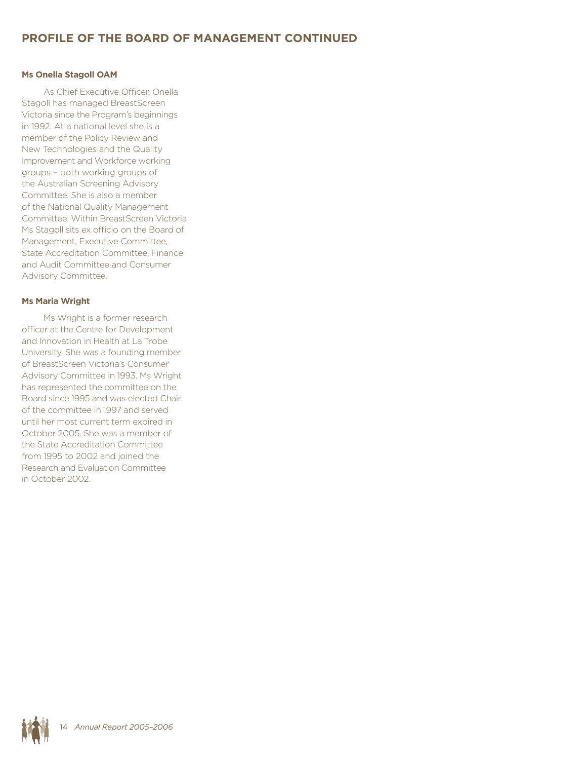## PROFILE OF THE BOARD OF MANAGEMENT CONTINUED

**Ms Onella Stagoll OAM**

As Chief Executive Officer, Onella Stagoll has managed BreastScreen Victoria since the Program's beginnings in 1992. At a national level she is a member of the Policy Review and New Technologies and the Quality Improvement and Workforce working groups – both working groups of the Australian Screening Advisory Committee. She is also a member of the National Quality Management Committee. Within BreastScreen Victoria Ms Stagoll sits ex officio on the Board of Management, Executive Committee, State Accreditation Committee, Finance and Audit Committee and Consumer Advisory Committee.

**Ms Maria Wright**

Ms Wright is a former research officer at the Centre for Development and Innovation in Health at La Trobe University. She was a founding member of BreastScreen Victoria's Consumer Advisory Committee in 1993. Ms Wright has represented the committee on the Board since 1995 and was elected Chair of the committee in 1997 and served until her most current term expired in October 2005. She was a member of the State Accreditation Committee from 1995 to 2002 and joined the Research and Evaluation Committee in October 2002.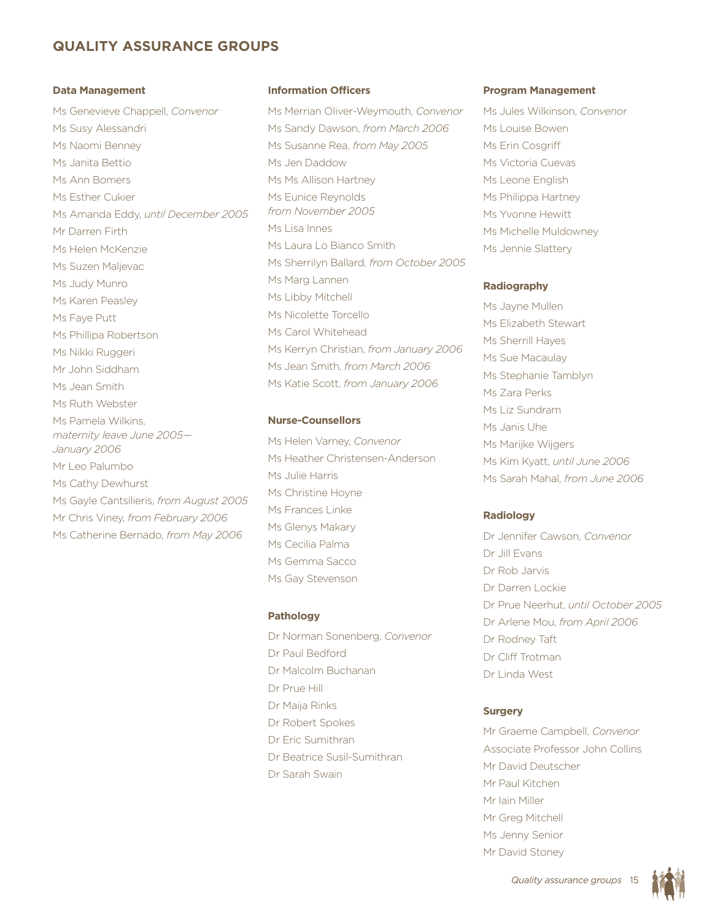## QUALITY ASSURANCE GROUPS

### Data Management

Ms Genevieve Chappell, *Convenor*
Ms Susy Alessandri
Ms Naomi Benney
Ms Janita Bettio
Ms Ann Bomers
Ms Esther Cukier
Ms Amanda Eddy, *until December 2005*
Mr Darren Firth
Ms Helen McKenzie
Ms Suzen Maljevac
Ms Judy Munro
Ms Karen Peasley
Ms Faye Putt
Ms Phillipa Robertson
Ms Nikki Ruggeri
Mr John Siddham
Ms Jean Smith
Ms Ruth Webster
Ms Pamela Wilkins, *maternity leave June 2005—January 2006*
Mr Leo Palumbo
Ms Cathy Dewhurst
Ms Gayle Cantsilieris, *from August 2005*
Mr Chris Viney, *from February 2006*
Ms Catherine Bernado, *from May 2006*

### Information Officers

Ms Merrian Oliver-Weymouth, *Convenor*
Ms Sandy Dawson, *from March 2006*
Ms Susanne Rea, *from May 2005*
Ms Jen Daddow
Ms Ms Allison Hartney
Ms Eunice Reynolds *from November 2005*
Ms Lisa Innes
Ms Laura Lo Bianco Smith
Ms Sherrilyn Ballard, *from October 2005*
Ms Marg Lannen
Ms Libby Mitchell
Ms Nicolette Torcello
Ms Carol Whitehead
Ms Kerryn Christian, *from January 2006*
Ms Jean Smith, *from March 2006*
Ms Katie Scott, *from January 2006*

### Nurse-Counsellors

Ms Helen Varney, *Convenor*
Ms Heather Christensen-Anderson
Ms Julie Harris
Ms Christine Hoyne
Ms Frances Linke
Ms Glenys Makary
Ms Cecilia Palma
Ms Gemma Sacco
Ms Gay Stevenson

### Pathology

Dr Norman Sonenberg, *Convenor*
Dr Paul Bedford
Dr Malcolm Buchanan
Dr Prue Hill
Dr Maija Rinks
Dr Robert Spokes
Dr Eric Sumithran
Dr Beatrice Susil-Sumithran
Dr Sarah Swain

### Program Management

Ms Jules Wilkinson, *Convenor*
Ms Louise Bowen
Ms Erin Cosgriff
Ms Victoria Cuevas
Ms Leone English
Ms Philippa Hartney
Ms Yvonne Hewitt
Ms Michelle Muldowney
Ms Jennie Slattery

### Radiography

Ms Jayne Mullen
Ms Elizabeth Stewart
Ms Sherrill Hayes
Ms Sue Macaulay
Ms Stephanie Tamblyn
Ms Zara Perks
Ms Liz Sundram
Ms Janis Uhe
Ms Marijke Wijgers
Ms Kim Kyatt, *until June 2006*
Ms Sarah Mahal, *from June 2006*

### Radiology

Dr Jennifer Cawson, *Convenor*
Dr Jill Evans
Dr Rob Jarvis
Dr Darren Lockie
Dr Prue Neerhut, *until October 2005*
Dr Arlene Mou, *from April 2006*
Dr Rodney Taft
Dr Cliff Trotman
Dr Linda West

### Surgery

Mr Graeme Campbell, *Convenor*
Associate Professor John Collins
Mr David Deutscher
Mr Paul Kitchen
Mr Iain Miller
Mr Greg Mitchell
Ms Jenny Senior
Mr David Stoney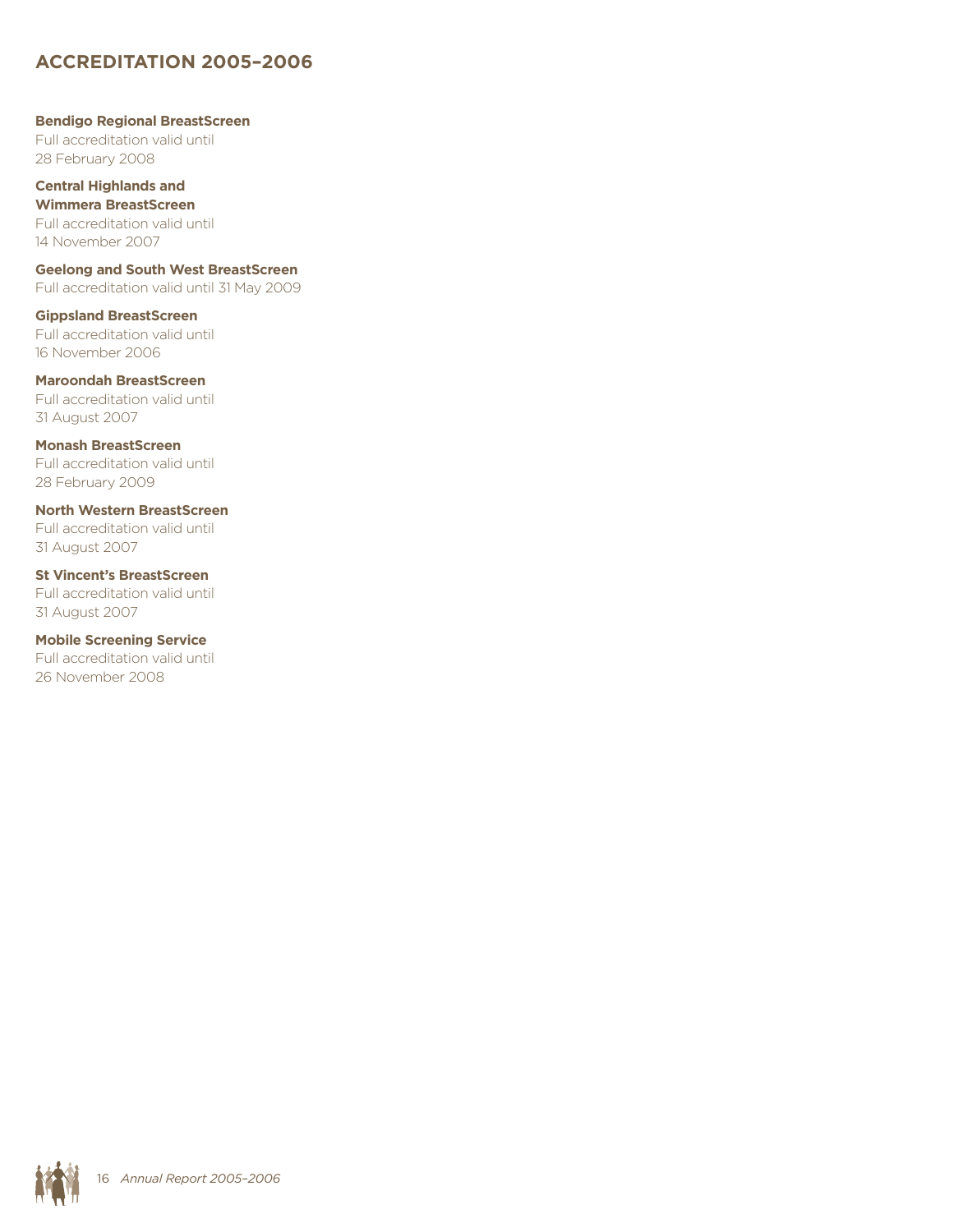## ACCREDITATION 2005–2006

**Bendigo Regional BreastScreen**
Full accreditation valid until 28 February 2008

**Central Highlands and Wimmera BreastScreen**
Full accreditation valid until 14 November 2007

**Geelong and South West BreastScreen**
Full accreditation valid until 31 May 2009

**Gippsland BreastScreen**
Full accreditation valid until 16 November 2006

**Maroondah BreastScreen**
Full accreditation valid until 31 August 2007

**Monash BreastScreen**
Full accreditation valid until 28 February 2009

**North Western BreastScreen**
Full accreditation valid until 31 August 2007

**St Vincent's BreastScreen**
Full accreditation valid until 31 August 2007

**Mobile Screening Service**
Full accreditation valid until 26 November 2008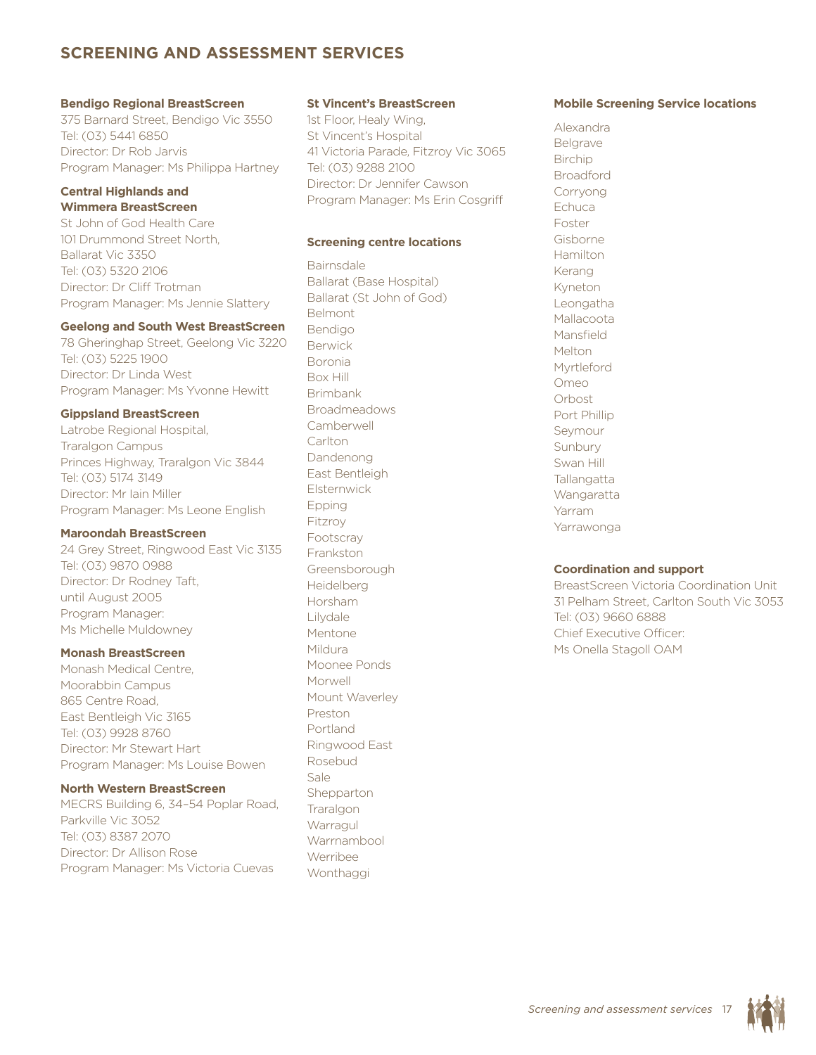# SCREENING AND ASSESSMENT SERVICES

**Bendigo Regional BreastScreen**
375 Barnard Street, Bendigo Vic 3550
Tel: (03) 5441 6850
Director: Dr Rob Jarvis
Program Manager: Ms Philippa Hartney

**Central Highlands and Wimmera BreastScreen**
St John of God Health Care
101 Drummond Street North,
Ballarat Vic 3350
Tel: (03) 5320 2106
Director: Dr Cliff Trotman
Program Manager: Ms Jennie Slattery

**Geelong and South West BreastScreen**
78 Gheringhap Street, Geelong Vic 3220
Tel: (03) 5225 1900
Director: Dr Linda West
Program Manager: Ms Yvonne Hewitt

**Gippsland BreastScreen**
Latrobe Regional Hospital,
Traralgon Campus
Princes Highway, Traralgon Vic 3844
Tel: (03) 5174 3149
Director: Mr Iain Miller
Program Manager: Ms Leone English

**Maroondah BreastScreen**
24 Grey Street, Ringwood East Vic 3135
Tel: (03) 9870 0988
Director: Dr Rodney Taft,
until August 2005
Program Manager:
Ms Michelle Muldowney

**Monash BreastScreen**
Monash Medical Centre,
Moorabbin Campus
865 Centre Road,
East Bentleigh Vic 3165
Tel: (03) 9928 8760
Director: Mr Stewart Hart
Program Manager: Ms Louise Bowen

**North Western BreastScreen**
MECRS Building 6, 34–54 Poplar Road,
Parkville Vic 3052
Tel: (03) 8387 2070
Director: Dr Allison Rose
Program Manager: Ms Victoria Cuevas

**St Vincent's BreastScreen**
1st Floor, Healy Wing,
St Vincent's Hospital
41 Victoria Parade, Fitzroy Vic 3065
Tel: (03) 9288 2100
Director: Dr Jennifer Cawson
Program Manager: Ms Erin Cosgriff

**Screening centre locations**

Bairnsdale
Ballarat (Base Hospital)
Ballarat (St John of God)
Belmont
Bendigo
Berwick
Boronia
Box Hill
Brimbank
Broadmeadows
Camberwell
Carlton
Dandenong
East Bentleigh
Elsternwick
Epping
Fitzroy
Footscray
Frankston
Greensborough
Heidelberg
Horsham
Lilydale
Mentone
Mildura
Moonee Ponds
Morwell
Mount Waverley
Preston
Portland
Ringwood East
Rosebud
Sale
Shepparton
Traralgon
Warragul
Warrnambool
Werribee
Wonthaggi

**Mobile Screening Service locations**

Alexandra
Belgrave
Birchip
Broadford
Corryong
Echuca
Foster
Gisborne
Hamilton
Kerang
Kyneton
Leongatha
Mallacoota
Mansfield
Melton
Myrtleford
Omeo
Orbost
Port Phillip
Seymour
Sunbury
Swan Hill
Tallangatta
Wangaratta
Yarram
Yarrawonga

**Coordination and support**
BreastScreen Victoria Coordination Unit
31 Pelham Street, Carlton South Vic 3053
Tel: (03) 9660 6888
Chief Executive Officer:
Ms Onella Stagoll OAM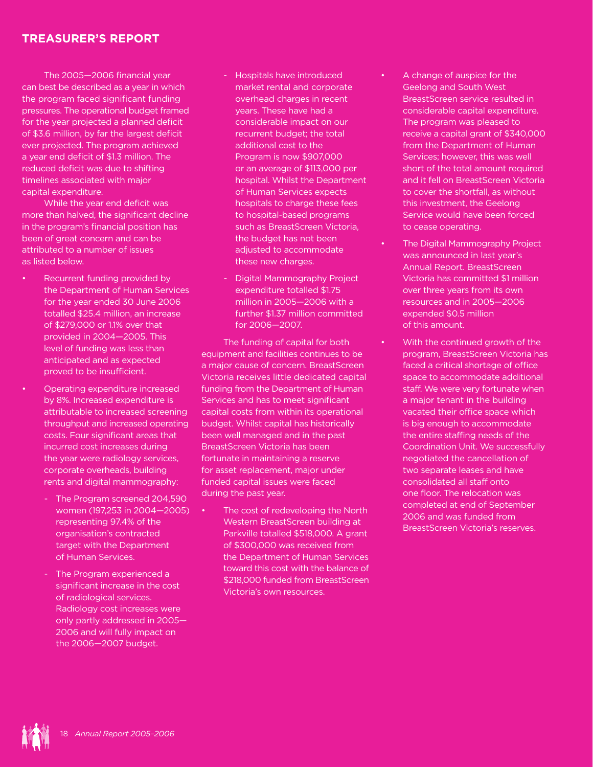## TREASURER'S REPORT

The 2005—2006 financial year can best be described as a year in which the program faced significant funding pressures. The operational budget framed for the year projected a planned deficit of $3.6 million, by far the largest deficit ever projected. The program achieved a year end deficit of $1.3 million. The reduced deficit was due to shifting timelines associated with major capital expenditure.

While the year end deficit was more than halved, the significant decline in the program's financial position has been of great concern and can be attributed to a number of issues as listed below.

- Recurrent funding provided by the Department of Human Services for the year ended 30 June 2006 totalled $25.4 million, an increase of $279,000 or 1.1% over that provided in 2004—2005. This level of funding was less than anticipated and as expected proved to be insufficient.
- Operating expenditure increased by 8%. Increased expenditure is attributable to increased screening throughput and increased operating costs. Four significant areas that incurred cost increases during the year were radiology services, corporate overheads, building rents and digital mammography:
  - The Program screened 204,590 women (197,253 in 2004—2005) representing 97.4% of the organisation's contracted target with the Department of Human Services.
  - The Program experienced a significant increase in the cost of radiological services. Radiology cost increases were only partly addressed in 2005—2006 and will fully impact on the 2006—2007 budget.
  - Hospitals have introduced market rental and corporate overhead charges in recent years. These have had a considerable impact on our recurrent budget; the total additional cost to the Program is now $907,000 or an average of $113,000 per hospital. Whilst the Department of Human Services expects hospitals to charge these fees to hospital-based programs such as BreastScreen Victoria, the budget has not been adjusted to accommodate these new charges.
  - Digital Mammography Project expenditure totalled $1.75 million in 2005—2006 with a further $1.37 million committed for 2006—2007.

The funding of capital for both equipment and facilities continues to be a major cause of concern. BreastScreen Victoria receives little dedicated capital funding from the Department of Human Services and has to meet significant capital costs from within its operational budget. Whilst capital has historically been well managed and in the past BreastScreen Victoria has been fortunate in maintaining a reserve for asset replacement, major under funded capital issues were faced during the past year.

- The cost of redeveloping the North Western BreastScreen building at Parkville totalled $518,000. A grant of $300,000 was received from the Department of Human Services toward this cost with the balance of $218,000 funded from BreastScreen Victoria's own resources.
- A change of auspice for the Geelong and South West BreastScreen service resulted in considerable capital expenditure. The program was pleased to receive a capital grant of $340,000 from the Department of Human Services; however, this was well short of the total amount required and it fell on BreastScreen Victoria to cover the shortfall, as without this investment, the Geelong Service would have been forced to cease operating.
- The Digital Mammography Project was announced in last year's Annual Report. BreastScreen Victoria has committed $1 million over three years from its own resources and in 2005—2006 expended $0.5 million of this amount.
- With the continued growth of the program, BreastScreen Victoria has faced a critical shortage of office space to accommodate additional staff. We were very fortunate when a major tenant in the building vacated their office space which is big enough to accommodate the entire staffing needs of the Coordination Unit. We successfully negotiated the cancellation of two separate leases and have consolidated all staff onto one floor. The relocation was completed at end of September 2006 and was funded from BreastScreen Victoria's reserves.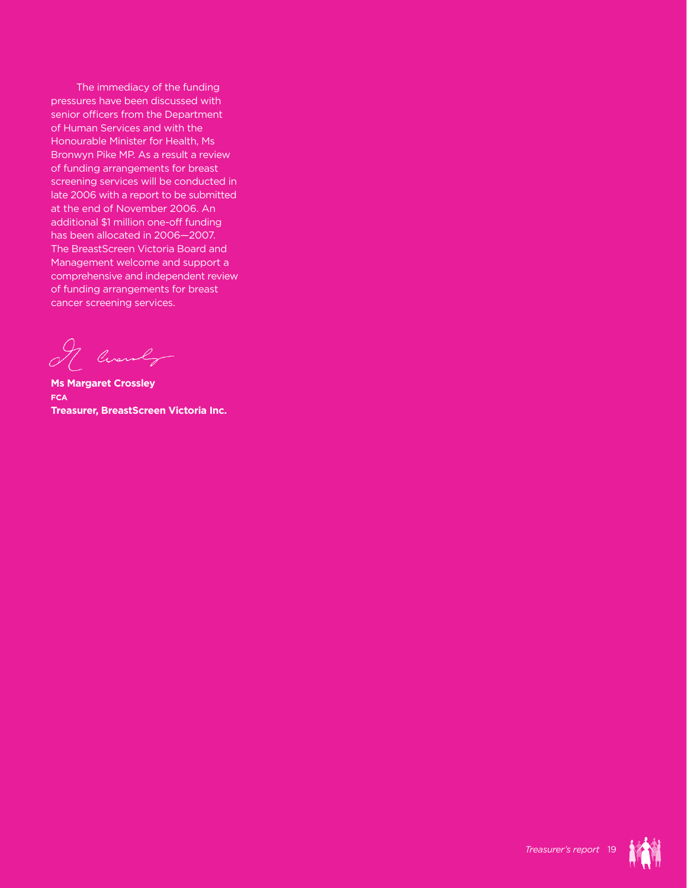The immediacy of the funding pressures have been discussed with senior officers from the Department of Human Services and with the Honourable Minister for Health, Ms Bronwyn Pike MP. As a result a review of funding arrangements for breast screening services will be conducted in late 2006 with a report to be submitted at the end of November 2006. An additional $1 million one-off funding has been allocated in 2006—2007. The BreastScreen Victoria Board and Management welcome and support a comprehensive and independent review of funding arrangements for breast cancer screening services.

**Ms Margaret Crossley**
**FCA**
**Treasurer, BreastScreen Victoria Inc.**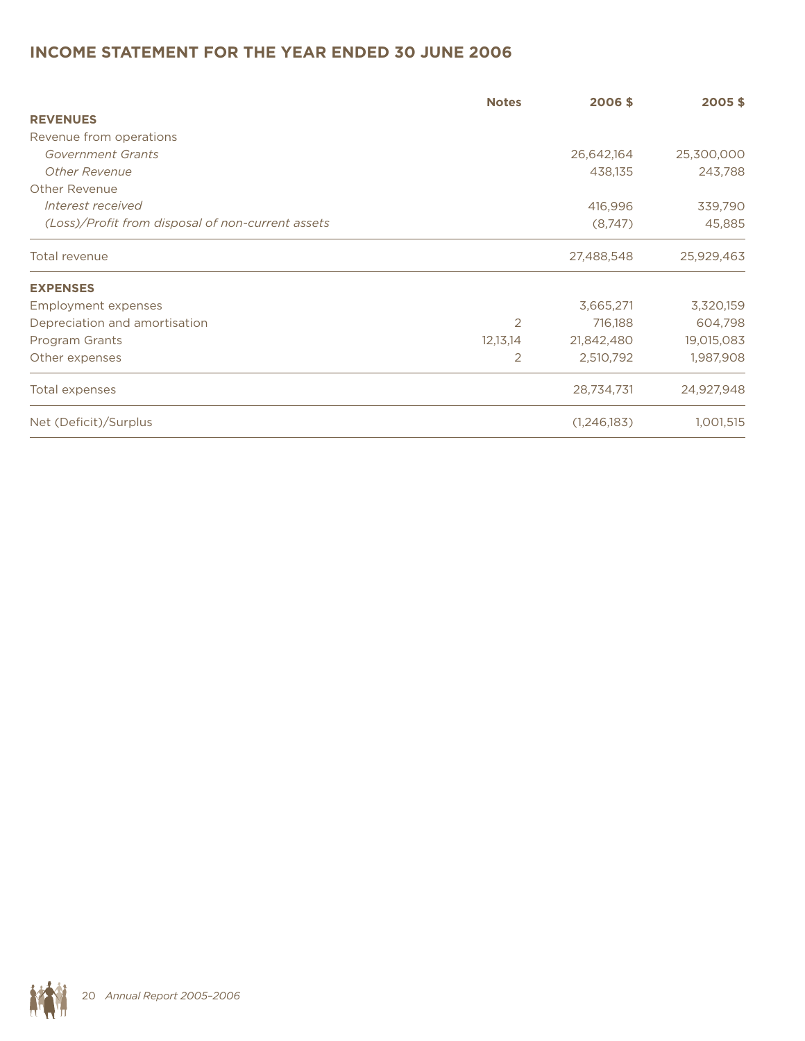## INCOME STATEMENT FOR THE YEAR ENDED 30 JUNE 2006

| | Notes | 2006 $ | 2005 $ |
|---|---|---|---|
| **REVENUES** | | | |
| Revenue from operations | | | |
| *Government Grants* | | 26,642,164 | 25,300,000 |
| *Other Revenue* | | 438,135 | 243,788 |
| Other Revenue | | | |
| *Interest received* | | 416,996 | 339,790 |
| *(Loss)/Profit from disposal of non-current assets* | | (8,747) | 45,885 |
| Total revenue | | 27,488,548 | 25,929,463 |
| **EXPENSES** | | | |
| Employment expenses | | 3,665,271 | 3,320,159 |
| Depreciation and amortisation | 2 | 716,188 | 604,798 |
| Program Grants | 12,13,14 | 21,842,480 | 19,015,083 |
| Other expenses | 2 | 2,510,792 | 1,987,908 |
| Total expenses | | 28,734,731 | 24,927,948 |
| Net (Deficit)/Surplus | | (1,246,183) | 1,001,515 |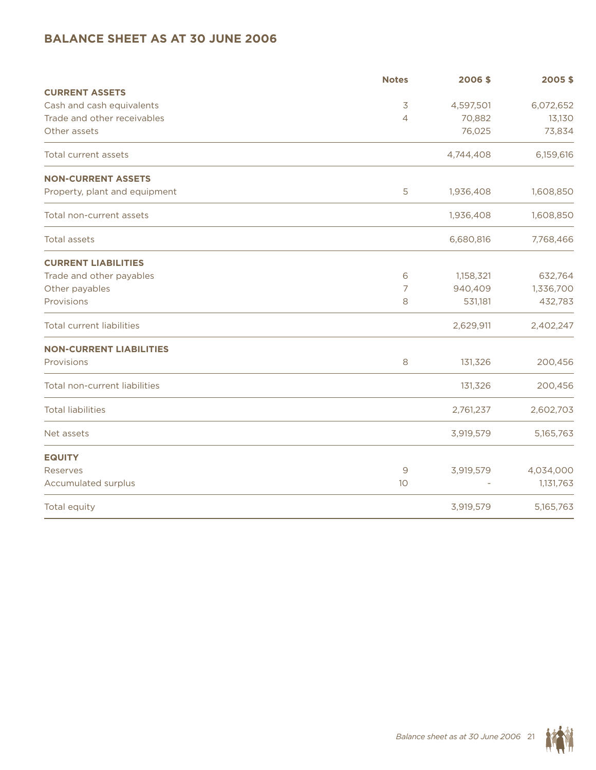# BALANCE SHEET AS AT 30 JUNE 2006

| | Notes | 2006 $ | 2005 $ |
|---|---|---|---|
| **CURRENT ASSETS** | | | |
| Cash and cash equivalents | 3 | 4,597,501 | 6,072,652 |
| Trade and other receivables | 4 | 70,882 | 13,130 |
| Other assets | | 76,025 | 73,834 |
| Total current assets | | 4,744,408 | 6,159,616 |
| **NON-CURRENT ASSETS** | | | |
| Property, plant and equipment | 5 | 1,936,408 | 1,608,850 |
| Total non-current assets | | 1,936,408 | 1,608,850 |
| Total assets | | 6,680,816 | 7,768,466 |
| **CURRENT LIABILITIES** | | | |
| Trade and other payables | 6 | 1,158,321 | 632,764 |
| Other payables | 7 | 940,409 | 1,336,700 |
| Provisions | 8 | 531,181 | 432,783 |
| Total current liabilities | | 2,629,911 | 2,402,247 |
| **NON-CURRENT LIABILITIES** | | | |
| Provisions | 8 | 131,326 | 200,456 |
| Total non-current liabilities | | 131,326 | 200,456 |
| Total liabilities | | 2,761,237 | 2,602,703 |
| Net assets | | 3,919,579 | 5,165,763 |
| **EQUITY** | | | |
| Reserves | 9 | 3,919,579 | 4,034,000 |
| Accumulated surplus | 10 | - | 1,131,763 |
| Total equity | | 3,919,579 | 5,165,763 |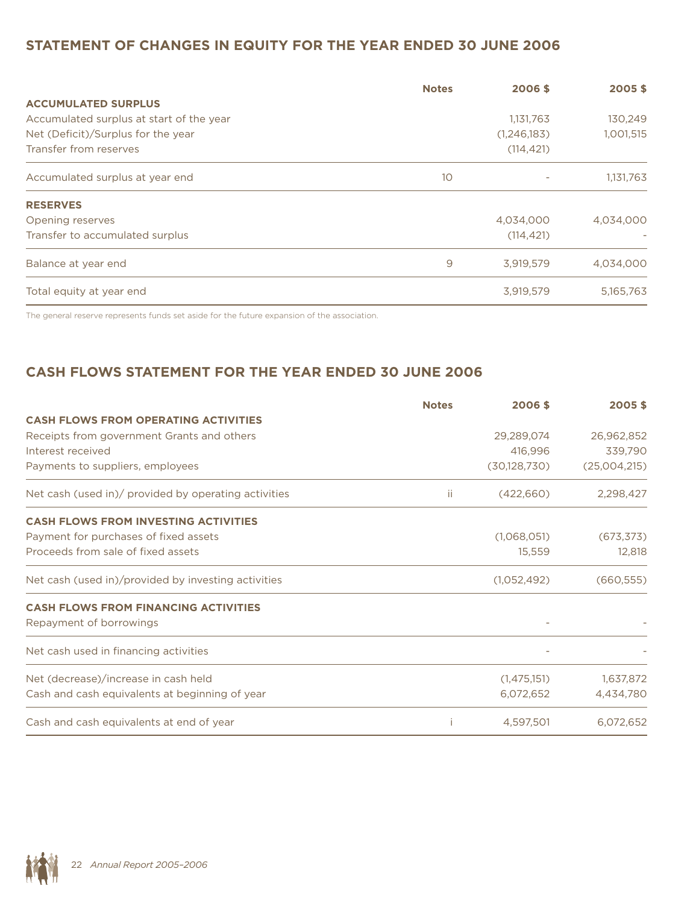## STATEMENT OF CHANGES IN EQUITY FOR THE YEAR ENDED 30 JUNE 2006

| | Notes | 2006 $ | 2005 $ |
|---|---|---|---|
| **ACCUMULATED SURPLUS** | | | |
| Accumulated surplus at start of the year | | 1,131,763 | 130,249 |
| Net (Deficit)/Surplus for the year | | (1,246,183) | 1,001,515 |
| Transfer from reserves | | (114,421) | |
| Accumulated surplus at year end | 10 | - | 1,131,763 |
| **RESERVES** | | | |
| Opening reserves | | 4,034,000 | 4,034,000 |
| Transfer to accumulated surplus | | (114,421) | - |
| Balance at year end | 9 | 3,919,579 | 4,034,000 |
| Total equity at year end | | 3,919,579 | 5,165,763 |

The general reserve represents funds set aside for the future expansion of the association.

## CASH FLOWS STATEMENT FOR THE YEAR ENDED 30 JUNE 2006

| | Notes | 2006 $ | 2005 $ |
|---|---|---|---|
| **CASH FLOWS FROM OPERATING ACTIVITIES** | | | |
| Receipts from government Grants and others | | 29,289,074 | 26,962,852 |
| Interest received | | 416,996 | 339,790 |
| Payments to suppliers, employees | | (30,128,730) | (25,004,215) |
| Net cash (used in)/ provided by operating activities | ii | (422,660) | 2,298,427 |
| **CASH FLOWS FROM INVESTING ACTIVITIES** | | | |
| Payment for purchases of fixed assets | | (1,068,051) | (673,373) |
| Proceeds from sale of fixed assets | | 15,559 | 12,818 |
| Net cash (used in)/provided by investing activities | | (1,052,492) | (660,555) |
| **CASH FLOWS FROM FINANCING ACTIVITIES** | | | |
| Repayment of borrowings | | - | - |
| Net cash used in financing activities | | - | - |
| Net (decrease)/increase in cash held | | (1,475,151) | 1,637,872 |
| Cash and cash equivalents at beginning of year | | 6,072,652 | 4,434,780 |
| Cash and cash equivalents at end of year | i | 4,597,501 | 6,072,652 |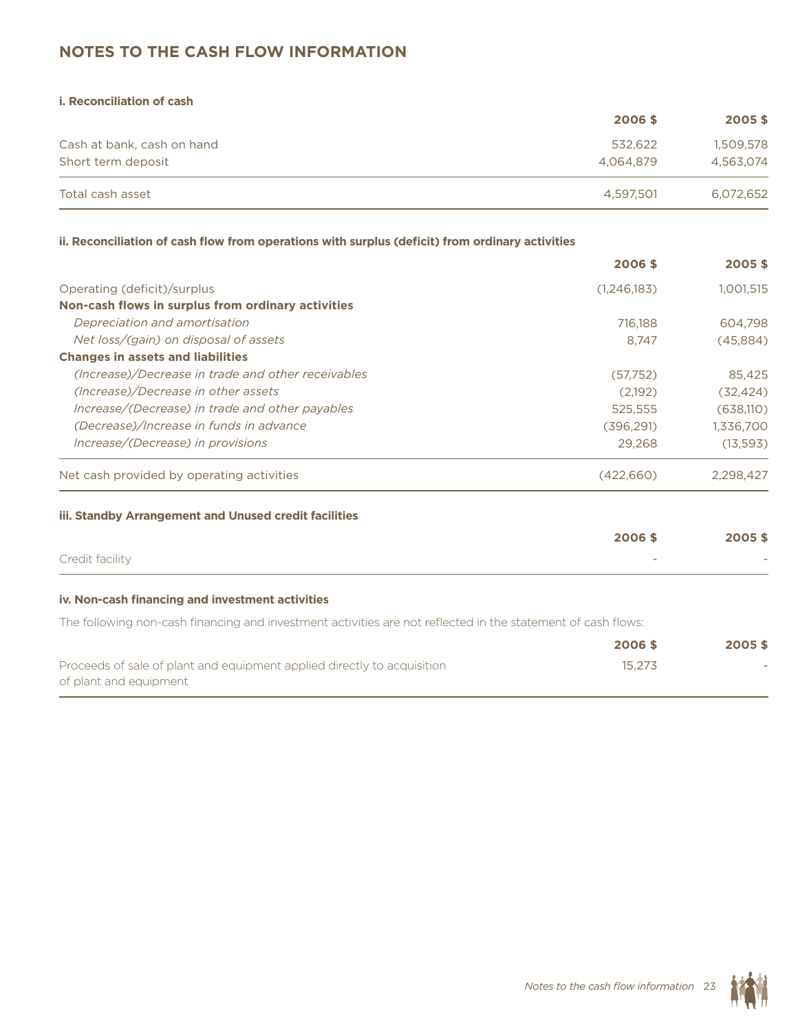## NOTES TO THE CASH FLOW INFORMATION

### i. Reconciliation of cash

| | 2006 $ | 2005 $ |
|---|---|---|
| Cash at bank, cash on hand | 532,622 | 1,509,578 |
| Short term deposit | 4,064,879 | 4,563,074 |
| Total cash asset | 4,597,501 | 6,072,652 |

### ii. Reconciliation of cash flow from operations with surplus (deficit) from ordinary activities

| | 2006 $ | 2005 $ |
|---|---|---|
| Operating (deficit)/surplus | (1,246,183) | 1,001,515 |
| **Non-cash flows in surplus from ordinary activities** | | |
| *Depreciation and amortisation* | 716,188 | 604,798 |
| *Net loss/(gain) on disposal of assets* | 8,747 | (45,884) |
| **Changes in assets and liabilities** | | |
| *(Increase)/Decrease in trade and other receivables* | (57,752) | 85,425 |
| *(Increase)/Decrease in other assets* | (2,192) | (32,424) |
| *Increase/(Decrease) in trade and other payables* | 525,555 | (638,110) |
| *(Decrease)/Increase in funds in advance* | (396,291) | 1,336,700 |
| *Increase/(Decrease) in provisions* | 29,268 | (13,593) |
| Net cash provided by operating activities | (422,660) | 2,298,427 |

### iii. Standby Arrangement and Unused credit facilities

| | 2006 $ | 2005 $ |
|---|---|---|
| Credit facility | - | - |

### iv. Non-cash financing and investment activities

The following non-cash financing and investment activities are not reflected in the statement of cash flows:

| | 2006 $ | 2005 $ |
|---|---|---|
| Proceeds of sale of plant and equipment applied directly to acquisition of plant and equipment | 15,273 | - |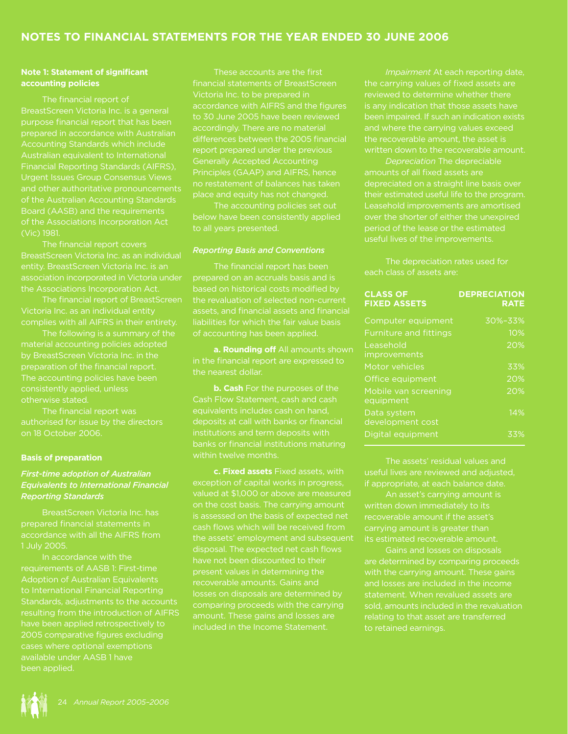# NOTES TO FINANCIAL STATEMENTS FOR THE YEAR ENDED 30 JUNE 2006

**Note 1: Statement of significant accounting policies**

The financial report of BreastScreen Victoria Inc. is a general purpose financial report that has been prepared in accordance with Australian Accounting Standards which include Australian equivalent to International Financial Reporting Standards (AIFRS), Urgent Issues Group Consensus Views and other authoritative pronouncements of the Australian Accounting Standards Board (AASB) and the requirements of the Associations Incorporation Act (Vic) 1981.

The financial report covers BreastScreen Victoria Inc. as an individual entity. BreastScreen Victoria Inc. is an association incorporated in Victoria under the Associations Incorporation Act.

The financial report of BreastScreen Victoria Inc. as an individual entity complies with all AIFRS in their entirety.

The following is a summary of the material accounting policies adopted by BreastScreen Victoria Inc. in the preparation of the financial report. The accounting policies have been consistently applied, unless otherwise stated.

The financial report was authorised for issue by the directors on 18 October 2006.

**Basis of preparation**

***First-time adoption of Australian Equivalents to International Financial Reporting Standards***

BreastScreen Victoria Inc. has prepared financial statements in accordance with all the AIFRS from 1 July 2005.

In accordance with the requirements of AASB 1: First-time Adoption of Australian Equivalents to International Financial Reporting Standards, adjustments to the accounts resulting from the introduction of AIFRS have been applied retrospectively to 2005 comparative figures excluding cases where optional exemptions available under AASB 1 have been applied.

These accounts are the first financial statements of BreastScreen Victoria Inc. to be prepared in accordance with AIFRS and the figures to 30 June 2005 have been reviewed accordingly. There are no material differences between the 2005 financial report prepared under the previous Generally Accepted Accounting Principles (GAAP) and AIFRS, hence no restatement of balances has taken place and equity has not changed.

The accounting policies set out below have been consistently applied to all years presented.

***Reporting Basis and Conventions***

The financial report has been prepared on an accruals basis and is based on historical costs modified by the revaluation of selected non-current assets, and financial assets and financial liabilities for which the fair value basis of accounting has been applied.

**a. Rounding off** All amounts shown in the financial report are expressed to the nearest dollar.

**b. Cash** For the purposes of the Cash Flow Statement, cash and cash equivalents includes cash on hand, deposits at call with banks or financial institutions and term deposits with banks or financial institutions maturing within twelve months.

**c. Fixed assets** Fixed assets, with exception of capital works in progress, valued at $1,000 or above are measured on the cost basis. The carrying amount is assessed on the basis of expected net cash flows which will be received from the assets' employment and subsequent disposal. The expected net cash flows have not been discounted to their present values in determining the recoverable amounts. Gains and losses on disposals are determined by comparing proceeds with the carrying amount. These gains and losses are included in the Income Statement.

*Impairment* At each reporting date, the carrying values of fixed assets are reviewed to determine whether there is any indication that those assets have been impaired. If such an indication exists and where the carrying values exceed the recoverable amount, the asset is written down to the recoverable amount.

*Depreciation* The depreciable amounts of all fixed assets are depreciated on a straight line basis over their estimated useful life to the program. Leasehold improvements are amortised over the shorter of either the unexpired period of the lease or the estimated useful lives of the improvements.

The depreciation rates used for each class of assets are:

| CLASS OF FIXED ASSETS | DEPRECIATION RATE |
|---|---|
| Computer equipment | 30%–33% |
| Furniture and fittings | 10% |
| Leasehold improvements | 20% |
| Motor vehicles | 33% |
| Office equipment | 20% |
| Mobile van screening equipment | 20% |
| Data system development cost | 14% |
| Digital equipment | 33% |

The assets' residual values and useful lives are reviewed and adjusted, if appropriate, at each balance date.

An asset's carrying amount is written down immediately to its recoverable amount if the asset's carrying amount is greater than its estimated recoverable amount.

Gains and losses on disposals are determined by comparing proceeds with the carrying amount. These gains and losses are included in the income statement. When revalued assets are sold, amounts included in the revaluation relating to that asset are transferred to retained earnings.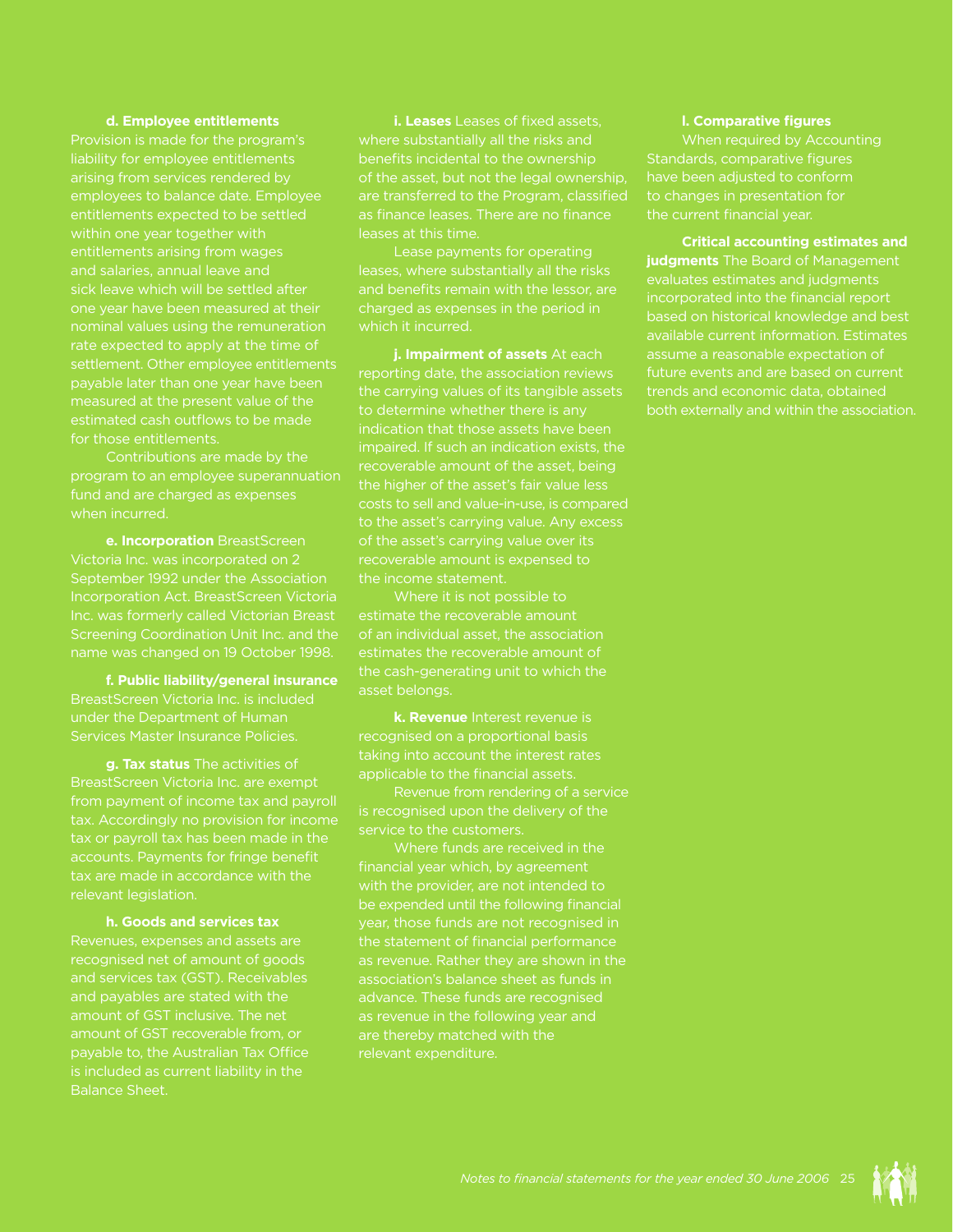**d. Employee entitlements** Provision is made for the program's liability for employee entitlements arising from services rendered by employees to balance date. Employee entitlements expected to be settled within one year together with entitlements arising from wages and salaries, annual leave and sick leave which will be settled after one year have been measured at their nominal values using the remuneration rate expected to apply at the time of settlement. Other employee entitlements payable later than one year have been measured at the present value of the estimated cash outflows to be made for those entitlements.

Contributions are made by the program to an employee superannuation fund and are charged as expenses when incurred.

**e. Incorporation** BreastScreen Victoria Inc. was incorporated on 2 September 1992 under the Association Incorporation Act. BreastScreen Victoria Inc. was formerly called Victorian Breast Screening Coordination Unit Inc. and the name was changed on 19 October 1998.

**f. Public liability/general insurance** BreastScreen Victoria Inc. is included under the Department of Human Services Master Insurance Policies.

**g. Tax status** The activities of BreastScreen Victoria Inc. are exempt from payment of income tax and payroll tax. Accordingly no provision for income tax or payroll tax has been made in the accounts. Payments for fringe benefit tax are made in accordance with the relevant legislation.

**h. Goods and services tax** Revenues, expenses and assets are recognised net of amount of goods and services tax (GST). Receivables and payables are stated with the amount of GST inclusive. The net amount of GST recoverable from, or payable to, the Australian Tax Office is included as current liability in the Balance Sheet.

**i. Leases** Leases of fixed assets, where substantially all the risks and benefits incidental to the ownership of the asset, but not the legal ownership, are transferred to the Program, classified as finance leases. There are no finance leases at this time.

Lease payments for operating leases, where substantially all the risks and benefits remain with the lessor, are charged as expenses in the period in which it incurred.

**j. Impairment of assets** At each reporting date, the association reviews the carrying values of its tangible assets to determine whether there is any indication that those assets have been impaired. If such an indication exists, the recoverable amount of the asset, being the higher of the asset's fair value less costs to sell and value-in-use, is compared to the asset's carrying value. Any excess of the asset's carrying value over its recoverable amount is expensed to the income statement.

Where it is not possible to estimate the recoverable amount of an individual asset, the association estimates the recoverable amount of the cash-generating unit to which the asset belongs.

**k. Revenue** Interest revenue is recognised on a proportional basis taking into account the interest rates applicable to the financial assets.

Revenue from rendering of a service is recognised upon the delivery of the service to the customers.

Where funds are received in the financial year which, by agreement with the provider, are not intended to be expended until the following financial year, those funds are not recognised in the statement of financial performance as revenue. Rather they are shown in the association's balance sheet as funds in advance. These funds are recognised as revenue in the following year and are thereby matched with the relevant expenditure.

**l. Comparative figures**

When required by Accounting Standards, comparative figures have been adjusted to conform to changes in presentation for the current financial year.

**Critical accounting estimates and judgments** The Board of Management evaluates estimates and judgments incorporated into the financial report based on historical knowledge and best available current information. Estimates assume a reasonable expectation of future events and are based on current trends and economic data, obtained both externally and within the association.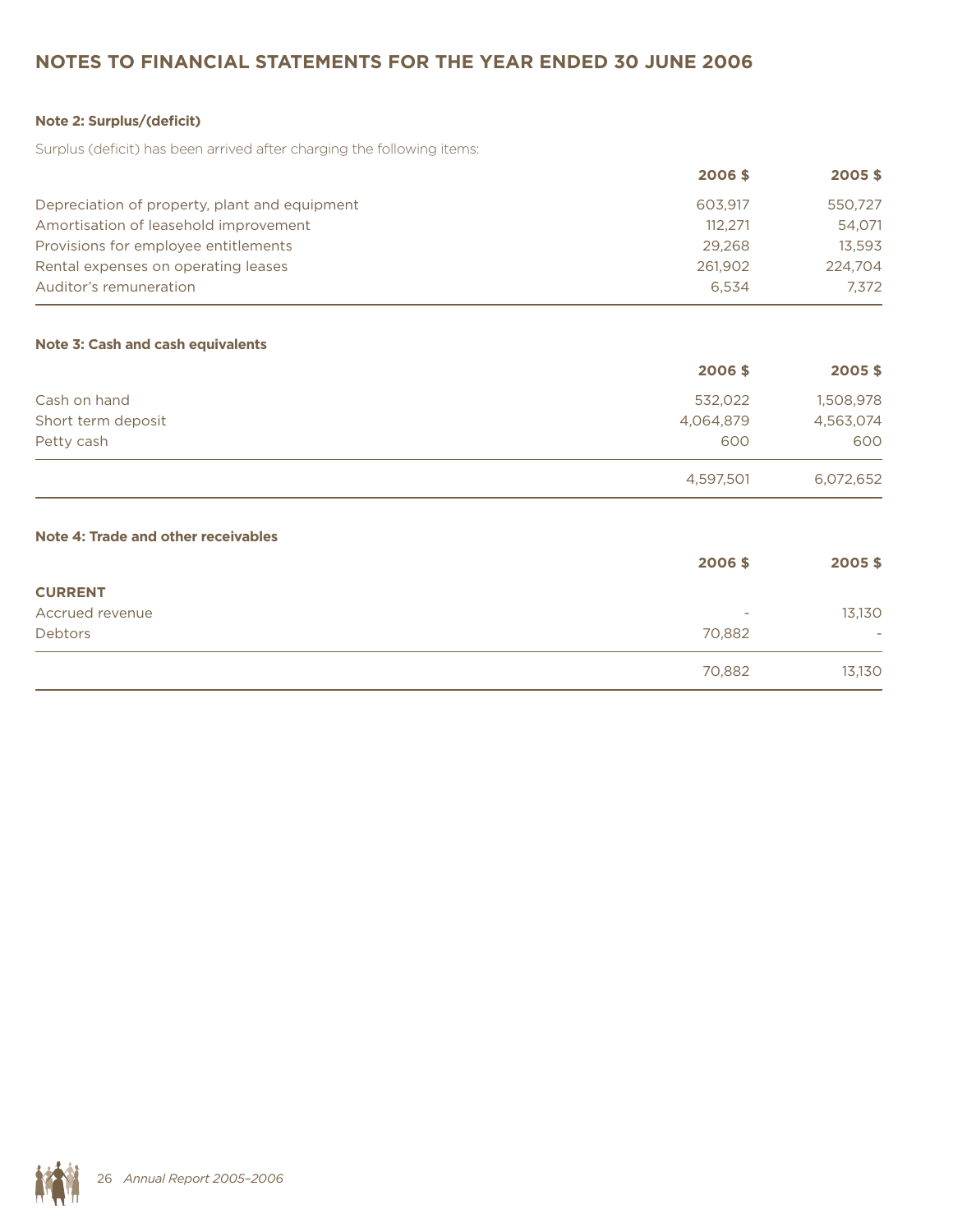## NOTES TO FINANCIAL STATEMENTS FOR THE YEAR ENDED 30 JUNE 2006

**Note 2: Surplus/(deficit)**

Surplus (deficit) has been arrived after charging the following items:

| | 2006 $ | 2005 $ |
|---|---|---|
| Depreciation of property, plant and equipment | 603,917 | 550,727 |
| Amortisation of leasehold improvement | 112,271 | 54,071 |
| Provisions for employee entitlements | 29,268 | 13,593 |
| Rental expenses on operating leases | 261,902 | 224,704 |
| Auditor's remuneration | 6,534 | 7,372 |

**Note 3: Cash and cash equivalents**

| | 2006 $ | 2005 $ |
|---|---|---|
| Cash on hand | 532,022 | 1,508,978 |
| Short term deposit | 4,064,879 | 4,563,074 |
| Petty cash | 600 | 600 |
| | 4,597,501 | 6,072,652 |

**Note 4: Trade and other receivables**

| | 2006 $ | 2005 $ |
|---|---|---|
| **CURRENT** | | |
| Accrued revenue | - | 13,130 |
| Debtors | 70,882 | - |
| | 70,882 | 13,130 |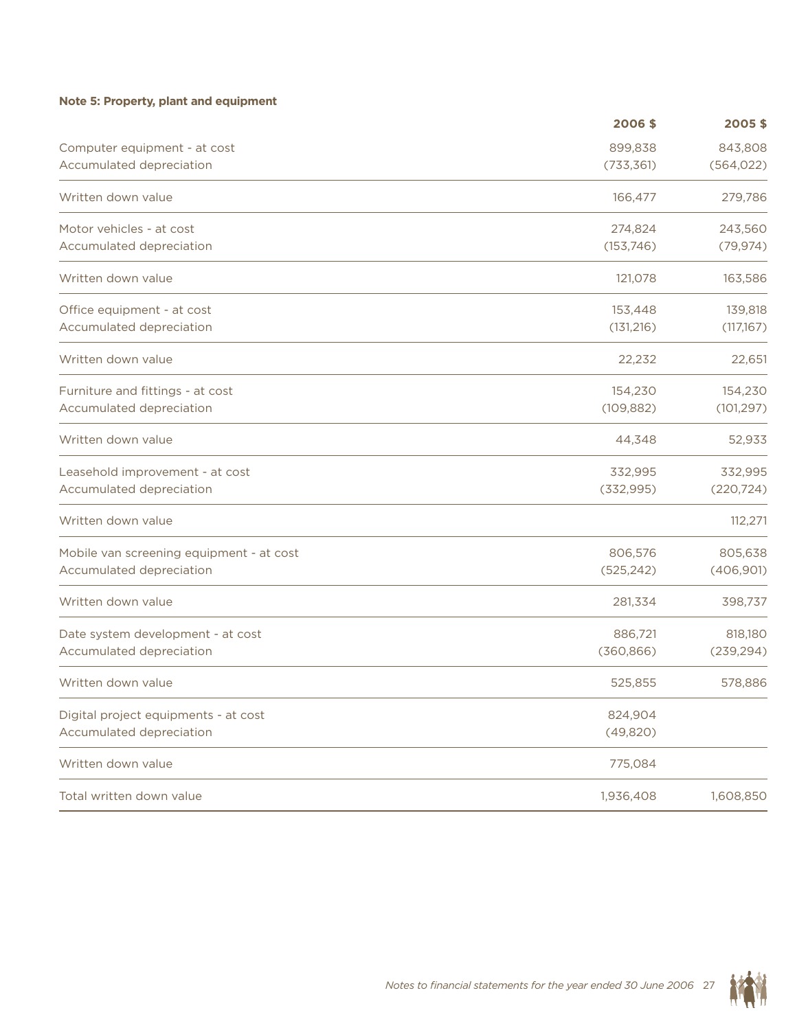**Note 5: Property, plant and equipment**

| | 2006 $ | 2005 $ |
|---|---|---|
| Computer equipment - at cost | 899,838 | 843,808 |
| Accumulated depreciation | (733,361) | (564,022) |
| Written down value | 166,477 | 279,786 |
| Motor vehicles - at cost | 274,824 | 243,560 |
| Accumulated depreciation | (153,746) | (79,974) |
| Written down value | 121,078 | 163,586 |
| Office equipment - at cost | 153,448 | 139,818 |
| Accumulated depreciation | (131,216) | (117,167) |
| Written down value | 22,232 | 22,651 |
| Furniture and fittings - at cost | 154,230 | 154,230 |
| Accumulated depreciation | (109,882) | (101,297) |
| Written down value | 44,348 | 52,933 |
| Leasehold improvement - at cost | 332,995 | 332,995 |
| Accumulated depreciation | (332,995) | (220,724) |
| Written down value | | 112,271 |
| Mobile van screening equipment - at cost | 806,576 | 805,638 |
| Accumulated depreciation | (525,242) | (406,901) |
| Written down value | 281,334 | 398,737 |
| Date system development - at cost | 886,721 | 818,180 |
| Accumulated depreciation | (360,866) | (239,294) |
| Written down value | 525,855 | 578,886 |
| Digital project equipments - at cost | 824,904 | |
| Accumulated depreciation | (49,820) | |
| Written down value | 775,084 | |
| Total written down value | 1,936,408 | 1,608,850 |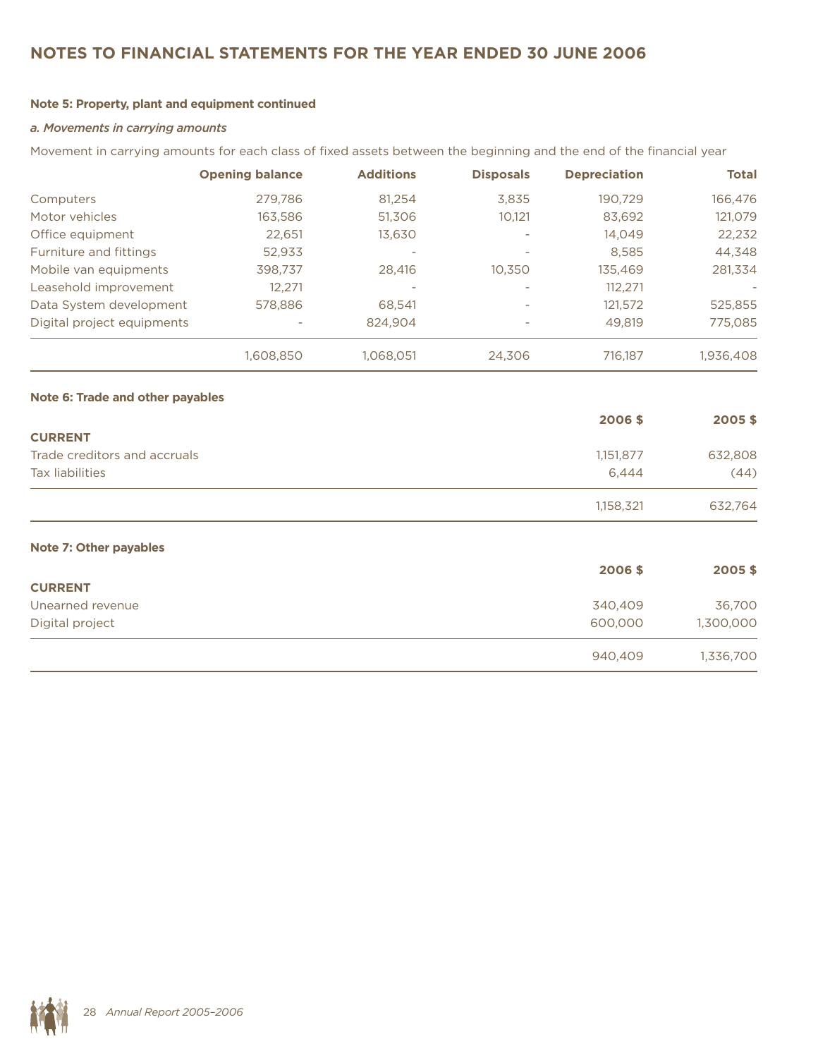# NOTES TO FINANCIAL STATEMENTS FOR THE YEAR ENDED 30 JUNE 2006

**Note 5: Property, plant and equipment continued**

*a. Movements in carrying amounts*

Movement in carrying amounts for each class of fixed assets between the beginning and the end of the financial year

| | Opening balance | Additions | Disposals | Depreciation | Total |
|---|---|---|---|---|---|
| Computers | 279,786 | 81,254 | 3,835 | 190,729 | 166,476 |
| Motor vehicles | 163,586 | 51,306 | 10,121 | 83,692 | 121,079 |
| Office equipment | 22,651 | 13,630 | - | 14,049 | 22,232 |
| Furniture and fittings | 52,933 | - | - | 8,585 | 44,348 |
| Mobile van equipments | 398,737 | 28,416 | 10,350 | 135,469 | 281,334 |
| Leasehold improvement | 12,271 | - | - | 112,271 | - |
| Data System development | 578,886 | 68,541 | - | 121,572 | 525,855 |
| Digital project equipments | - | 824,904 | - | 49,819 | 775,085 |
| | 1,608,850 | 1,068,051 | 24,306 | 716,187 | 1,936,408 |

**Note 6: Trade and other payables**

| | 2006 $ | 2005 $ |
|---|---|---|
| **CURRENT** | | |
| Trade creditors and accruals | 1,151,877 | 632,808 |
| Tax liabilities | 6,444 | (44) |
| | 1,158,321 | 632,764 |

**Note 7: Other payables**

| | 2006 $ | 2005 $ |
|---|---|---|
| **CURRENT** | | |
| Unearned revenue | 340,409 | 36,700 |
| Digital project | 600,000 | 1,300,000 |
| | 940,409 | 1,336,700 |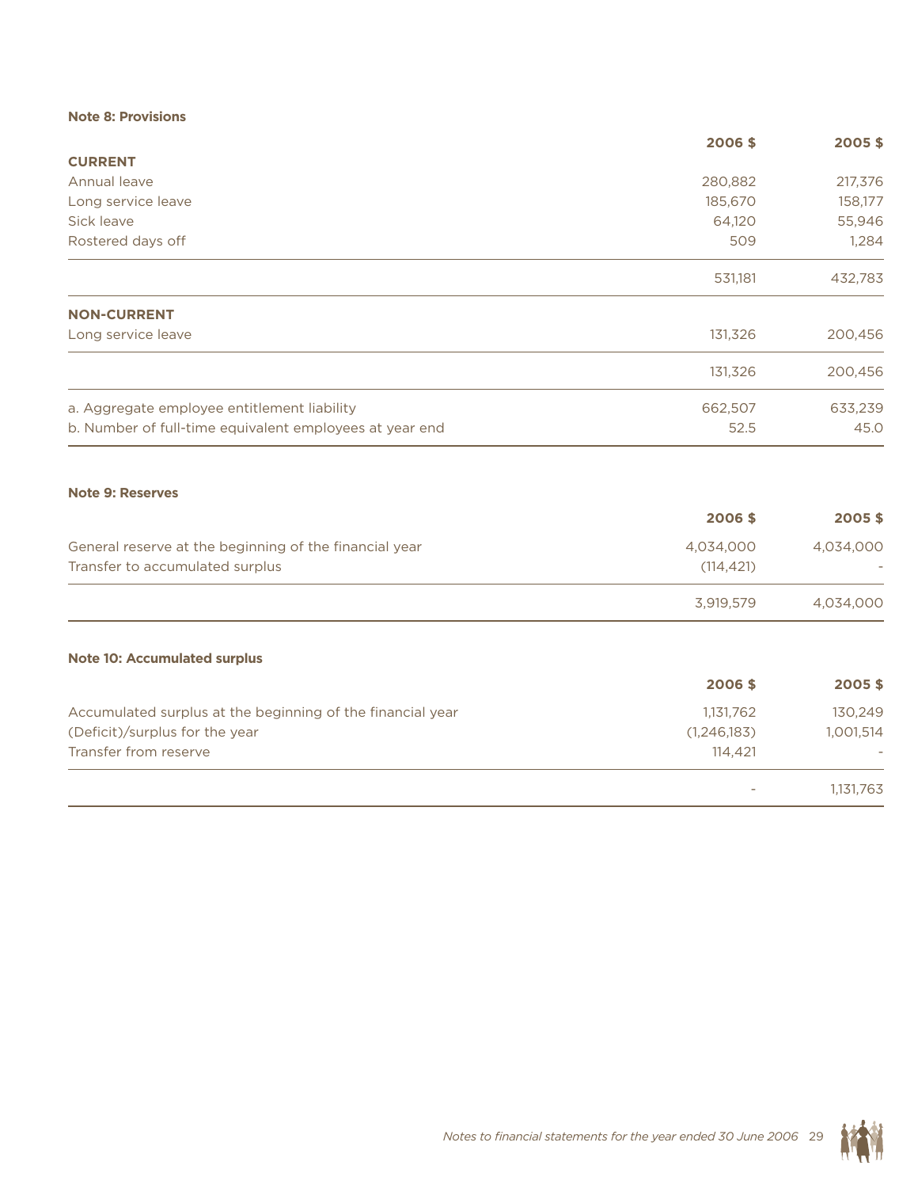**Note 8: Provisions**

| | 2006 $ | 2005 $ |
|---|---|---|
| **CURRENT** | | |
| Annual leave | 280,882 | 217,376 |
| Long service leave | 185,670 | 158,177 |
| Sick leave | 64,120 | 55,946 |
| Rostered days off | 509 | 1,284 |
| | 531,181 | 432,783 |
| **NON-CURRENT** | | |
| Long service leave | 131,326 | 200,456 |
| | 131,326 | 200,456 |
| a. Aggregate employee entitlement liability | 662,507 | 633,239 |
| b. Number of full-time equivalent employees at year end | 52.5 | 45.0 |

**Note 9: Reserves**

| | 2006 $ | 2005 $ |
|---|---|---|
| General reserve at the beginning of the financial year | 4,034,000 | 4,034,000 |
| Transfer to accumulated surplus | (114,421) | - |
| | 3,919,579 | 4,034,000 |

**Note 10: Accumulated surplus**

| | 2006 $ | 2005 $ |
|---|---|---|
| Accumulated surplus at the beginning of the financial year | 1,131,762 | 130,249 |
| (Deficit)/surplus for the year | (1,246,183) | 1,001,514 |
| Transfer from reserve | 114,421 | - |
| | - | 1,131,763 |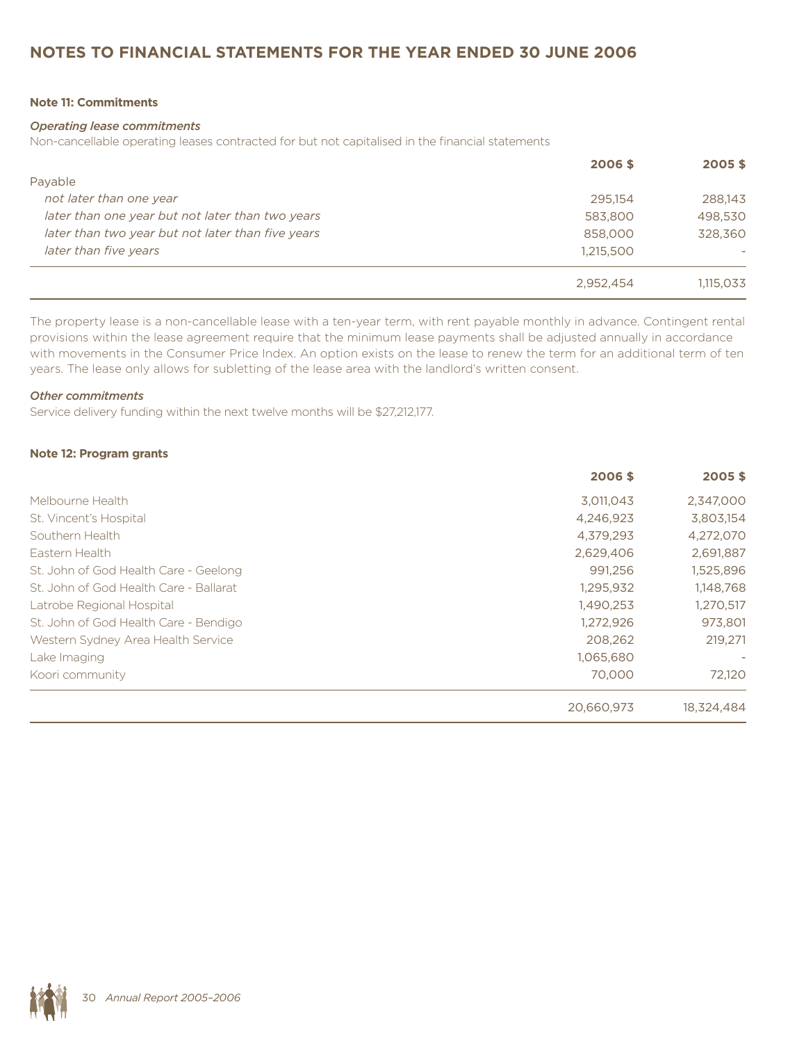# NOTES TO FINANCIAL STATEMENTS FOR THE YEAR ENDED 30 JUNE 2006

**Note 11: Commitments**

*Operating lease commitments*

Non-cancellable operating leases contracted for but not capitalised in the financial statements

| | 2006 $ | 2005 $ |
|---|---|---|
| Payable | | |
| *not later than one year* | 295,154 | 288,143 |
| *later than one year but not later than two years* | 583,800 | 498,530 |
| *later than two year but not later than five years* | 858,000 | 328,360 |
| *later than five years* | 1,215,500 | - |
| | 2,952,454 | 1,115,033 |

The property lease is a non-cancellable lease with a ten-year term, with rent payable monthly in advance. Contingent rental provisions within the lease agreement require that the minimum lease payments shall be adjusted annually in accordance with movements in the Consumer Price Index. An option exists on the lease to renew the term for an additional term of ten years. The lease only allows for subletting of the lease area with the landlord's written consent.

*Other commitments*

Service delivery funding within the next twelve months will be $27,212,177.

**Note 12: Program grants**

| | 2006 $ | 2005 $ |
|---|---|---|
| Melbourne Health | 3,011,043 | 2,347,000 |
| St. Vincent's Hospital | 4,246,923 | 3,803,154 |
| Southern Health | 4,379,293 | 4,272,070 |
| Eastern Health | 2,629,406 | 2,691,887 |
| St. John of God Health Care - Geelong | 991,256 | 1,525,896 |
| St. John of God Health Care - Ballarat | 1,295,932 | 1,148,768 |
| Latrobe Regional Hospital | 1,490,253 | 1,270,517 |
| St. John of God Health Care - Bendigo | 1,272,926 | 973,801 |
| Western Sydney Area Health Service | 208,262 | 219,271 |
| Lake Imaging | 1,065,680 | - |
| Koori community | 70,000 | 72,120 |
| | 20,660,973 | 18,324,484 |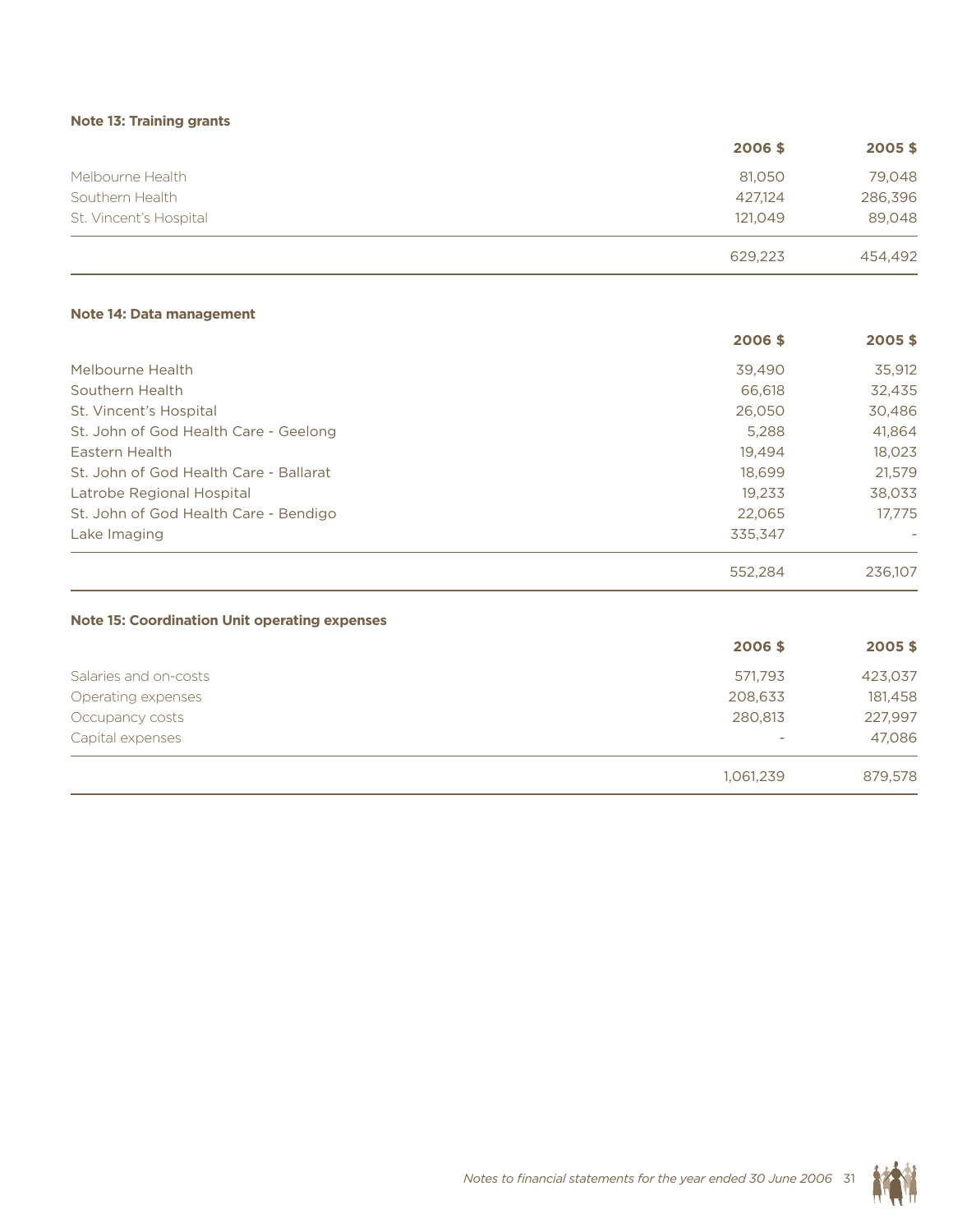**Note 13: Training grants**

| | 2006 $ | 2005 $ |
|---|---|---|
| Melbourne Health | 81,050 | 79,048 |
| Southern Health | 427,124 | 286,396 |
| St. Vincent's Hospital | 121,049 | 89,048 |
| | 629,223 | 454,492 |

**Note 14: Data management**

| | 2006 $ | 2005 $ |
|---|---|---|
| Melbourne Health | 39,490 | 35,912 |
| Southern Health | 66,618 | 32,435 |
| St. Vincent's Hospital | 26,050 | 30,486 |
| St. John of God Health Care - Geelong | 5,288 | 41,864 |
| Eastern Health | 19,494 | 18,023 |
| St. John of God Health Care - Ballarat | 18,699 | 21,579 |
| Latrobe Regional Hospital | 19,233 | 38,033 |
| St. John of God Health Care - Bendigo | 22,065 | 17,775 |
| Lake Imaging | 335,347 | - |
| | 552,284 | 236,107 |

**Note 15: Coordination Unit operating expenses**

| | 2006 $ | 2005 $ |
|---|---|---|
| Salaries and on-costs | 571,793 | 423,037 |
| Operating expenses | 208,633 | 181,458 |
| Occupancy costs | 280,813 | 227,997 |
| Capital expenses | - | 47,086 |
| | 1,061,239 | 879,578 |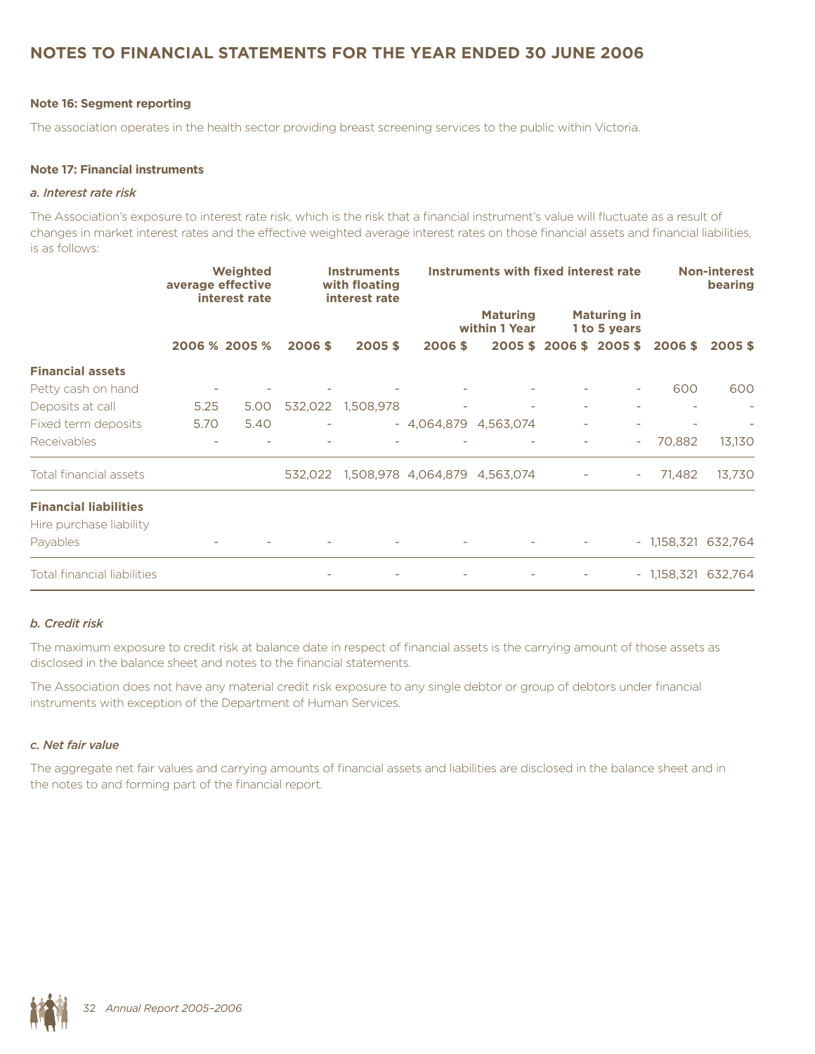# NOTES TO FINANCIAL STATEMENTS FOR THE YEAR ENDED 30 JUNE 2006

**Note 16: Segment reporting**

The association operates in the health sector providing breast screening services to the public within Victoria.

**Note 17: Financial instruments**

*a. Interest rate risk*

The Association's exposure to interest rate risk, which is the risk that a financial instrument's value will fluctuate as a result of changes in market interest rates and the effective weighted average interest rates on those financial assets and financial liabilities, is as follows:

| | Weighted average effective interest rate | | Instruments with floating interest rate | | Instruments with fixed interest rate | | | | Non-interest bearing | |
|---|---|---|---|---|---|---|---|---|---|---|
| | | | | | Maturing within 1 Year | | Maturing in 1 to 5 years | | | |
| | 2006 % | 2005 % | 2006 $ | 2005 $ | 2006 $ | 2005 $ | 2006 $ | 2005 $ | 2006 $ | 2005 $ |
| **Financial assets** | | | | | | | | | | |
| Petty cash on hand | - | - | - | - | - | - | - | - | 600 | 600 |
| Deposits at call | 5.25 | 5.00 | 532,022 | 1,508,978 | - | - | - | - | - | - |
| Fixed term deposits | 5.70 | 5.40 | - | - | 4,064,879 | 4,563,074 | - | - | - | - |
| Receivables | - | - | - | - | - | - | - | - | 70,882 | 13,130 |
| Total financial assets | | | 532,022 | 1,508,978 | 4,064,879 | 4,563,074 | - | - | 71,482 | 13,730 |
| **Financial liabilities** | | | | | | | | | | |
| Hire purchase liability | | | | | | | | | | |
| Payables | - | - | - | - | - | - | - | - | 1,158,321 | 632,764 |
| Total financial liabilities | | | - | - | - | - | - | - | 1,158,321 | 632,764 |

*b. Credit risk*

The maximum exposure to credit risk at balance date in respect of financial assets is the carrying amount of those assets as disclosed in the balance sheet and notes to the financial statements.

The Association does not have any material credit risk exposure to any single debtor or group of debtors under financial instruments with exception of the Department of Human Services.

*c. Net fair value*

The aggregate net fair values and carrying amounts of financial assets and liabilities are disclosed in the balance sheet and in the notes to and forming part of the financial report.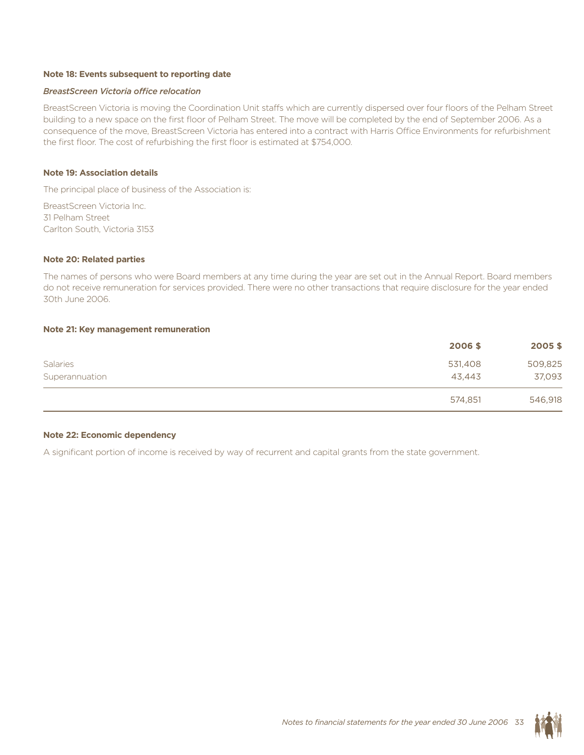### Note 18: Events subsequent to reporting date

*BreastScreen Victoria office relocation*

BreastScreen Victoria is moving the Coordination Unit staffs which are currently dispersed over four floors of the Pelham Street building to a new space on the first floor of Pelham Street. The move will be completed by the end of September 2006. As a consequence of the move, BreastScreen Victoria has entered into a contract with Harris Office Environments for refurbishment the first floor. The cost of refurbishing the first floor is estimated at $754,000.

### Note 19: Association details

The principal place of business of the Association is:

BreastScreen Victoria Inc.
31 Pelham Street
Carlton South, Victoria 3153

### Note 20: Related parties

The names of persons who were Board members at any time during the year are set out in the Annual Report. Board members do not receive remuneration for services provided. There were no other transactions that require disclosure for the year ended 30th June 2006.

### Note 21: Key management remuneration

| | 2006 $ | 2005 $ |
|---|---|---|
| Salaries | 531,408 | 509,825 |
| Superannuation | 43,443 | 37,093 |
| | 574,851 | 546,918 |

### Note 22: Economic dependency

A significant portion of income is received by way of recurrent and capital grants from the state government.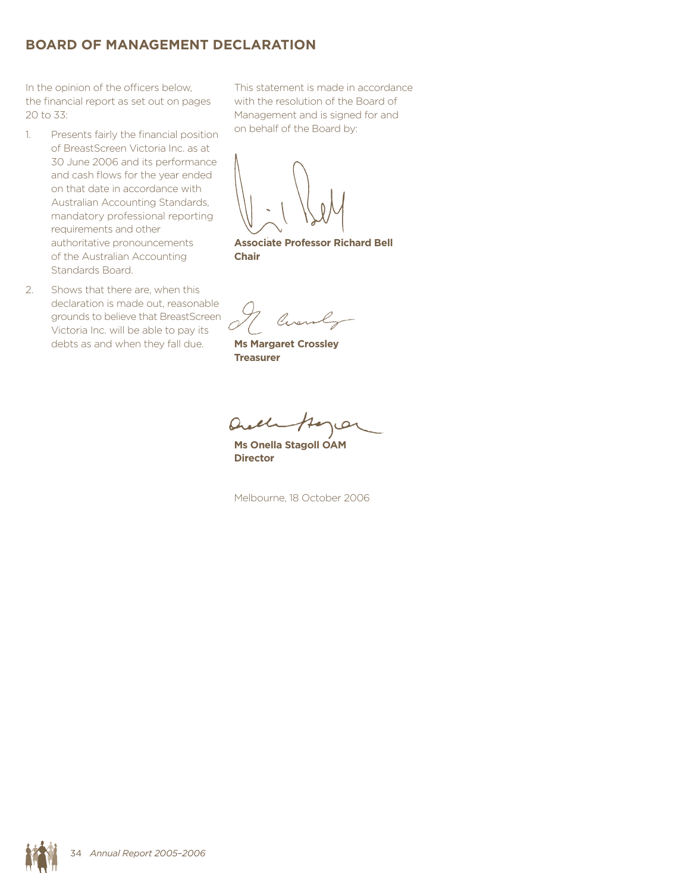## BOARD OF MANAGEMENT DECLARATION

In the opinion of the officers below, the financial report as set out on pages 20 to 33:

1. Presents fairly the financial position of BreastScreen Victoria Inc. as at 30 June 2006 and its performance and cash flows for the year ended on that date in accordance with Australian Accounting Standards, mandatory professional reporting requirements and other authoritative pronouncements of the Australian Accounting Standards Board.
2. Shows that there are, when this declaration is made out, reasonable grounds to believe that BreastScreen Victoria Inc. will be able to pay its debts as and when they fall due.

This statement is made in accordance with the resolution of the Board of Management and is signed for and on behalf of the Board by:

**Associate Professor Richard Bell**
**Chair**

**Ms Margaret Crossley**
**Treasurer**

**Ms Onella Stagoll OAM**
**Director**

Melbourne, 18 October 2006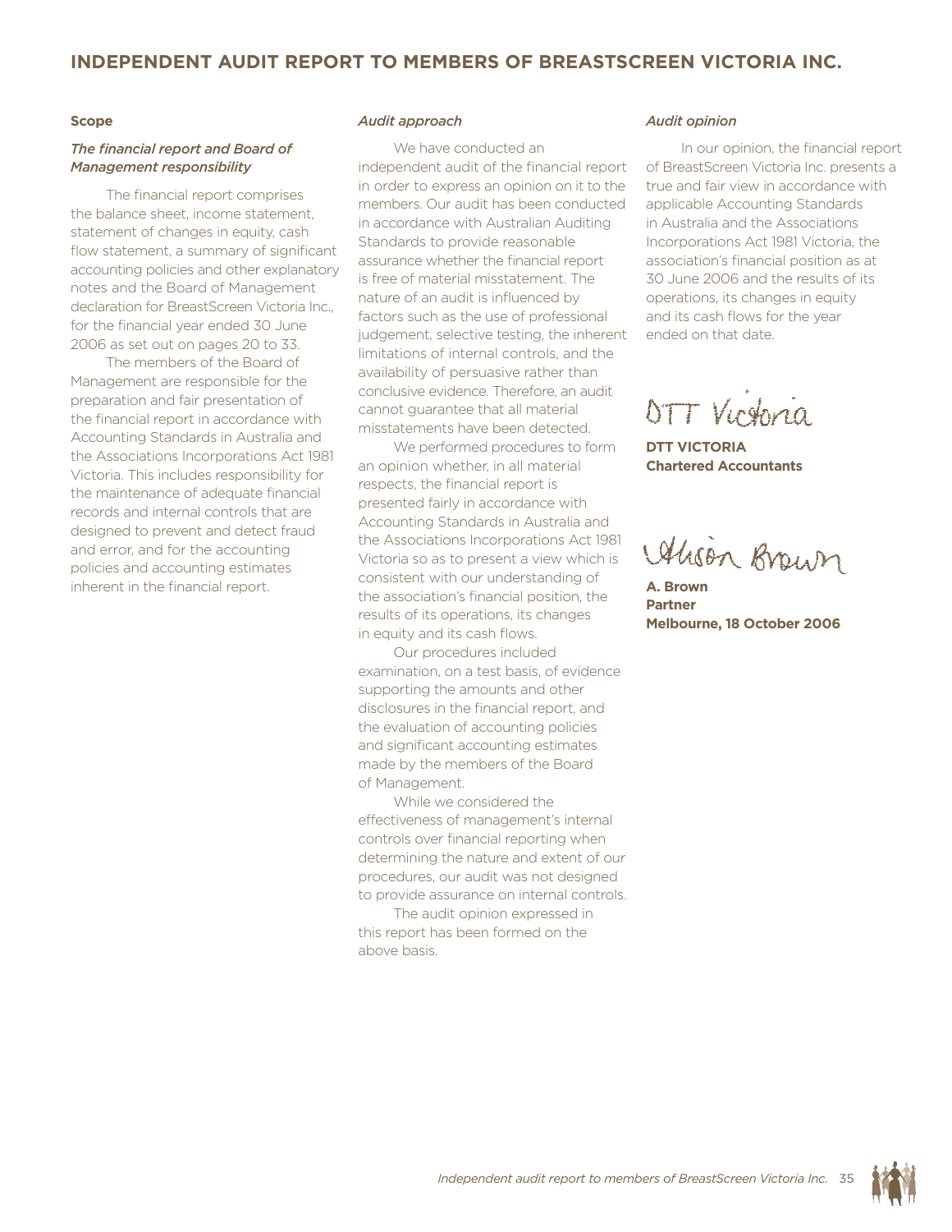# INDEPENDENT AUDIT REPORT TO MEMBERS OF BREASTSCREEN VICTORIA INC.

**Scope**

***The financial report and Board of Management responsibility***

The financial report comprises the balance sheet, income statement, statement of changes in equity, cash flow statement, a summary of significant accounting policies and other explanatory notes and the Board of Management declaration for BreastScreen Victoria Inc., for the financial year ended 30 June 2006 as set out on pages 20 to 33.

The members of the Board of Management are responsible for the preparation and fair presentation of the financial report in accordance with Accounting Standards in Australia and the Associations Incorporations Act 1981 Victoria. This includes responsibility for the maintenance of adequate financial records and internal controls that are designed to prevent and detect fraud and error, and for the accounting policies and accounting estimates inherent in the financial report.

*Audit approach*

We have conducted an independent audit of the financial report in order to express an opinion on it to the members. Our audit has been conducted in accordance with Australian Auditing Standards to provide reasonable assurance whether the financial report is free of material misstatement. The nature of an audit is influenced by factors such as the use of professional judgement, selective testing, the inherent limitations of internal controls, and the availability of persuasive rather than conclusive evidence. Therefore, an audit cannot guarantee that all material misstatements have been detected.

We performed procedures to form an opinion whether, in all material respects, the financial report is presented fairly in accordance with Accounting Standards in Australia and the Associations Incorporations Act 1981 Victoria so as to present a view which is consistent with our understanding of the association's financial position, the results of its operations, its changes in equity and its cash flows.

Our procedures included examination, on a test basis, of evidence supporting the amounts and other disclosures in the financial report, and the evaluation of accounting policies and significant accounting estimates made by the members of the Board of Management.

While we considered the effectiveness of management's internal controls over financial reporting when determining the nature and extent of our procedures, our audit was not designed to provide assurance on internal controls.

The audit opinion expressed in this report has been formed on the above basis.

*Audit opinion*

In our opinion, the financial report of BreastScreen Victoria Inc. presents a true and fair view in accordance with applicable Accounting Standards in Australia and the Associations Incorporations Act 1981 Victoria, the association's financial position as at 30 June 2006 and the results of its operations, its changes in equity and its cash flows for the year ended on that date.

DTT Victoria

**DTT VICTORIA**
**Chartered Accountants**

Alison Brown

**A. Brown**
**Partner**
**Melbourne, 18 October 2006**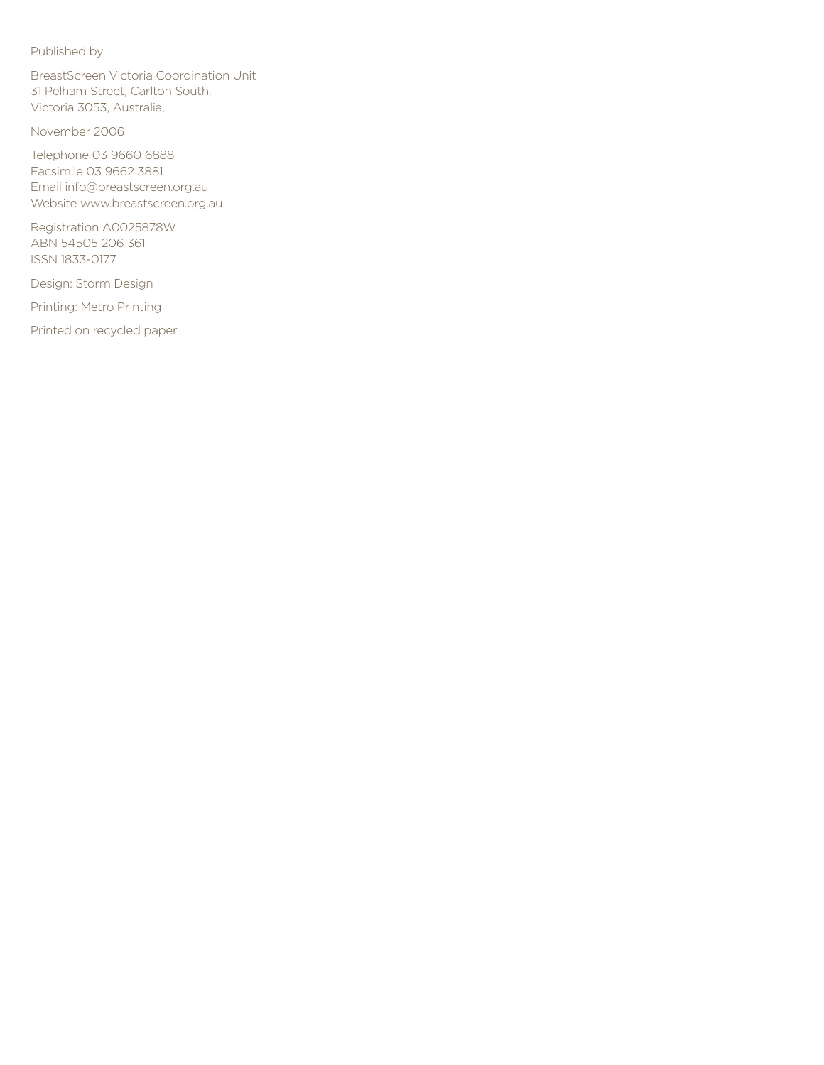Published by

BreastScreen Victoria Coordination Unit
31 Pelham Street, Carlton South,
Victoria 3053, Australia,

November 2006

Telephone 03 9660 6888
Facsimile 03 9662 3881
Email info@breastscreen.org.au
Website www.breastscreen.org.au

Registration A0025878W
ABN 54505 206 361
ISSN 1833-0177

Design: Storm Design

Printing: Metro Printing

Printed on recycled paper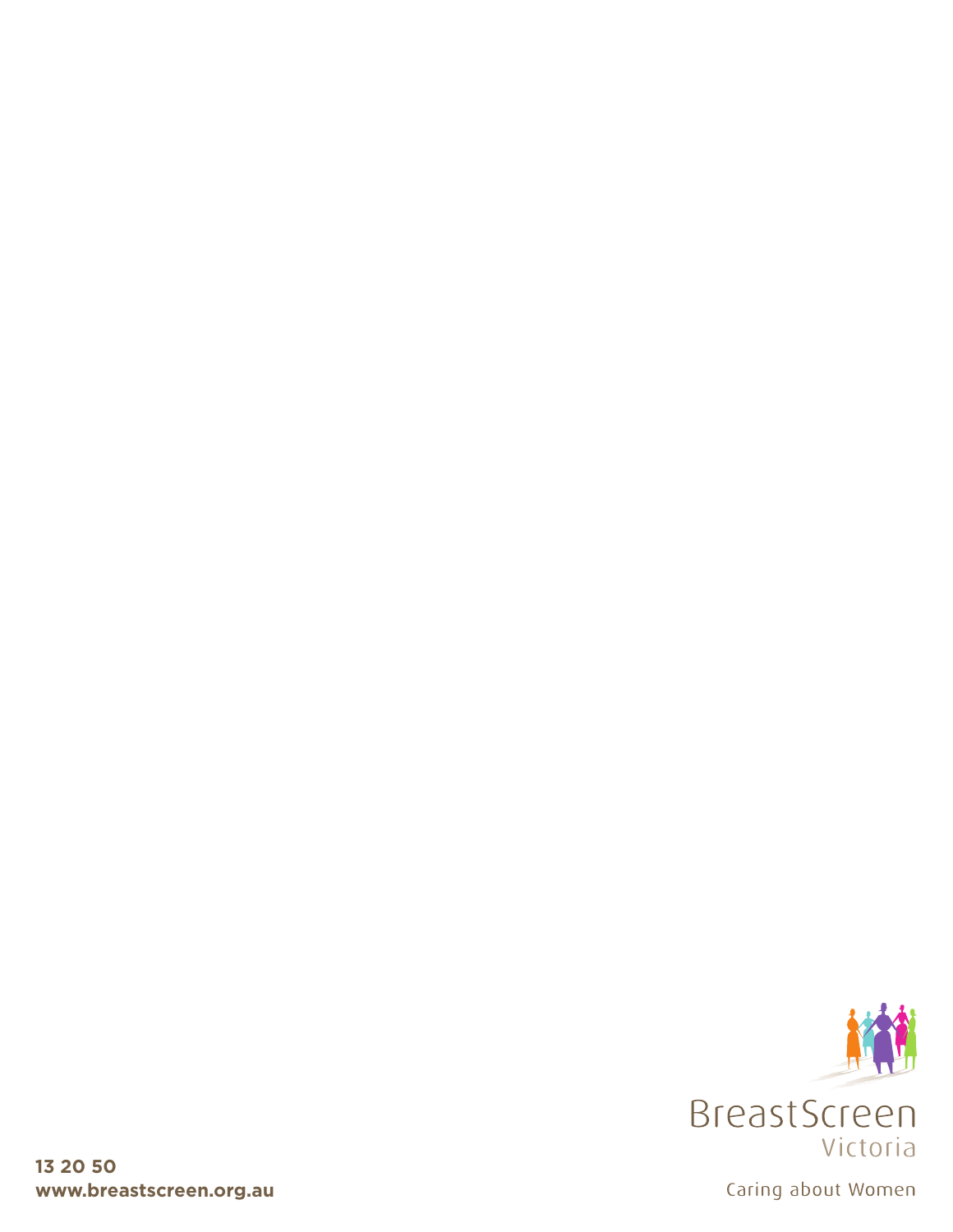13 20 50
www.breastscreen.org.au

BreastScreen
Victoria

Caring about Women